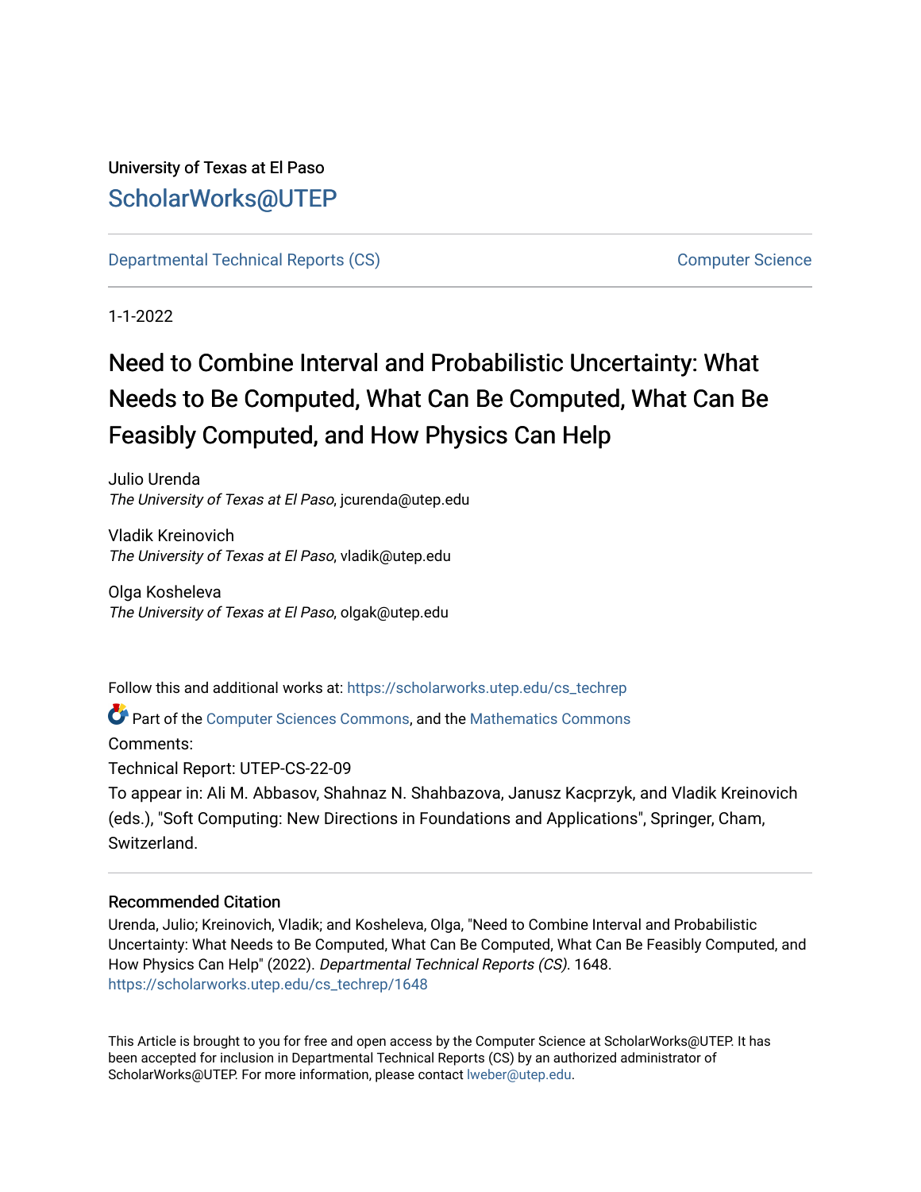University of Texas at El Paso

## ScholarWorks@UTEP

Departmental Technical Reports (CS) | Computer Science

1-1-2022

# Need to Combine Interval and Probabilistic Uncertainty: What Needs to Be Computed, What Can Be Computed, What Can Be Feasibly Computed, and How Physics Can Help

Julio Urenda
*The University of Texas at El Paso*, jcurenda@utep.edu

Vladik Kreinovich
*The University of Texas at El Paso*, vladik@utep.edu

Olga Kosheleva
*The University of Texas at El Paso*, olgak@utep.edu

Follow this and additional works at: https://scholarworks.utep.edu/cs_techrep

Part of the Computer Sciences Commons, and the Mathematics Commons

Comments:

Technical Report: UTEP-CS-22-09

To appear in: Ali M. Abbasov, Shahnaz N. Shahbazova, Janusz Kacprzyk, and Vladik Kreinovich (eds.), "Soft Computing: New Directions in Foundations and Applications", Springer, Cham, Switzerland.

### Recommended Citation

Urenda, Julio; Kreinovich, Vladik; and Kosheleva, Olga, "Need to Combine Interval and Probabilistic Uncertainty: What Needs to Be Computed, What Can Be Computed, What Can Be Feasibly Computed, and How Physics Can Help" (2022). *Departmental Technical Reports (CS)*. 1648.
https://scholarworks.utep.edu/cs_techrep/1648

This Article is brought to you for free and open access by the Computer Science at ScholarWorks@UTEP. It has been accepted for inclusion in Departmental Technical Reports (CS) by an authorized administrator of ScholarWorks@UTEP. For more information, please contact lweber@utep.edu.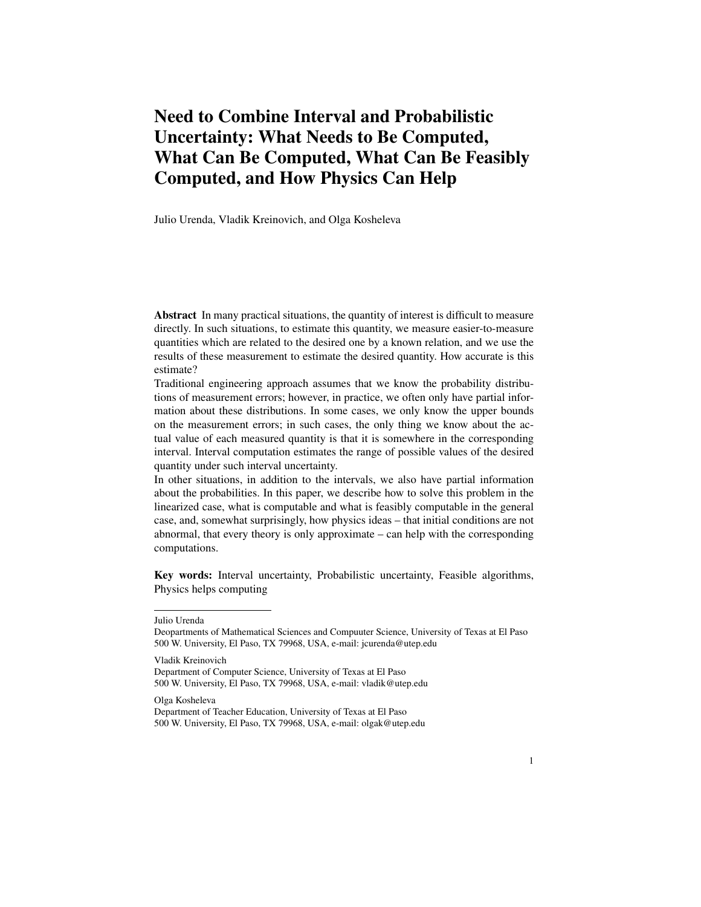# Need to Combine Interval and Probabilistic Uncertainty: What Needs to Be Computed, What Can Be Computed, What Can Be Feasibly Computed, and How Physics Can Help

Julio Urenda, Vladik Kreinovich, and Olga Kosheleva

**Abstract** In many practical situations, the quantity of interest is difficult to measure directly. In such situations, to estimate this quantity, we measure easier-to-measure quantities which are related to the desired one by a known relation, and we use the results of these measurement to estimate the desired quantity. How accurate is this estimate?

Traditional engineering approach assumes that we know the probability distributions of measurement errors; however, in practice, we often only have partial information about these distributions. In some cases, we only know the upper bounds on the measurement errors; in such cases, the only thing we know about the actual value of each measured quantity is that it is somewhere in the corresponding interval. Interval computation estimates the range of possible values of the desired quantity under such interval uncertainty.

In other situations, in addition to the intervals, we also have partial information about the probabilities. In this paper, we describe how to solve this problem in the linearized case, what is computable and what is feasibly computable in the general case, and, somewhat surprisingly, how physics ideas – that initial conditions are not abnormal, that every theory is only approximate – can help with the corresponding computations.

**Key words:** Interval uncertainty, Probabilistic uncertainty, Feasible algorithms, Physics helps computing

---

Julio Urenda
Deopartments of Mathematical Sciences and Compuuter Science, University of Texas at El Paso
500 W. University, El Paso, TX 79968, USA, e-mail: jcurenda@utep.edu

Vladik Kreinovich
Department of Computer Science, University of Texas at El Paso
500 W. University, El Paso, TX 79968, USA, e-mail: vladik@utep.edu

Olga Kosheleva
Department of Teacher Education, University of Texas at El Paso
500 W. University, El Paso, TX 79968, USA, e-mail: olgak@utep.edu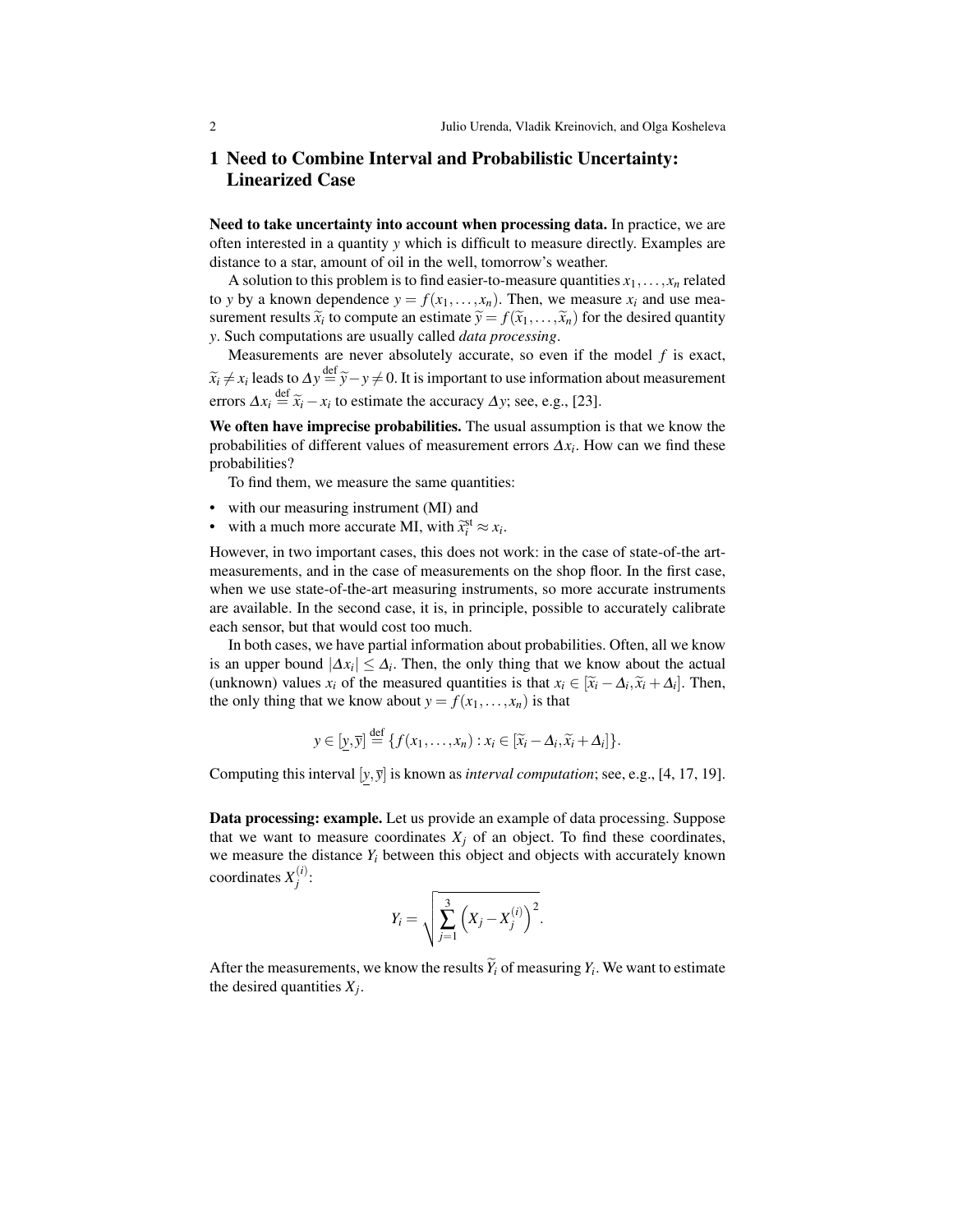## 1 Need to Combine Interval and Probabilistic Uncertainty: Linearized Case

**Need to take uncertainty into account when processing data.** In practice, we are often interested in a quantity $y$ which is difficult to measure directly. Examples are distance to a star, amount of oil in the well, tomorrow's weather.

A solution to this problem is to find easier-to-measure quantities $x_1,\ldots,x_n$ related to $y$ by a known dependence $y = f(x_1,\ldots,x_n)$. Then, we measure $x_i$ and use measurement results $\widetilde{x}_i$ to compute an estimate $\widetilde{y} = f(\widetilde{x}_1,\ldots,\widetilde{x}_n)$ for the desired quantity $y$. Such computations are usually called *data processing*.

Measurements are never absolutely accurate, so even if the model $f$ is exact, $\widetilde{x}_i \neq x_i$ leads to $\Delta y \stackrel{\text{def}}{=} \widetilde{y} - y \neq 0$. It is important to use information about measurement errors $\Delta x_i \stackrel{\text{def}}{=} \widetilde{x}_i - x_i$ to estimate the accuracy $\Delta y$; see, e.g., [23].

**We often have imprecise probabilities.** The usual assumption is that we know the probabilities of different values of measurement errors $\Delta x_i$. How can we find these probabilities?

To find them, we measure the same quantities:

- with our measuring instrument (MI) and
- with a much more accurate MI, with $\widetilde{x}_i^{\text{st}} \approx x_i$.

However, in two important cases, this does not work: in the case of state-of-the art-measurements, and in the case of measurements on the shop floor. In the first case, when we use state-of-the-art measuring instruments, so more accurate instruments are available. In the second case, it is, in principle, possible to accurately calibrate each sensor, but that would cost too much.

In both cases, we have partial information about probabilities. Often, all we know is an upper bound $|\Delta x_i| \leq \Delta_i$. Then, the only thing that we know about the actual (unknown) values $x_i$ of the measured quantities is that $x_i \in [\widetilde{x}_i - \Delta_i, \widetilde{x}_i + \Delta_i]$. Then, the only thing that we know about $y = f(x_1,\ldots,x_n)$ is that

$$y \in [\underline{y}, \overline{y}] \stackrel{\text{def}}{=} \{f(x_1,\ldots,x_n) : x_i \in [\widetilde{x}_i - \Delta_i, \widetilde{x}_i + \Delta_i]\}.$$

Computing this interval $[\underline{y}, \overline{y}]$ is known as *interval computation*; see, e.g., [4, 17, 19].

**Data processing: example.** Let us provide an example of data processing. Suppose that we want to measure coordinates $X_j$ of an object. To find these coordinates, we measure the distance $Y_i$ between this object and objects with accurately known coordinates $X_j^{(i)}$:

$$Y_i = \sqrt{\sum_{j=1}^{3} \left(X_j - X_j^{(i)}\right)^2}.$$

After the measurements, we know the results $\widetilde{Y}_i$ of measuring $Y_i$. We want to estimate the desired quantities $X_j$.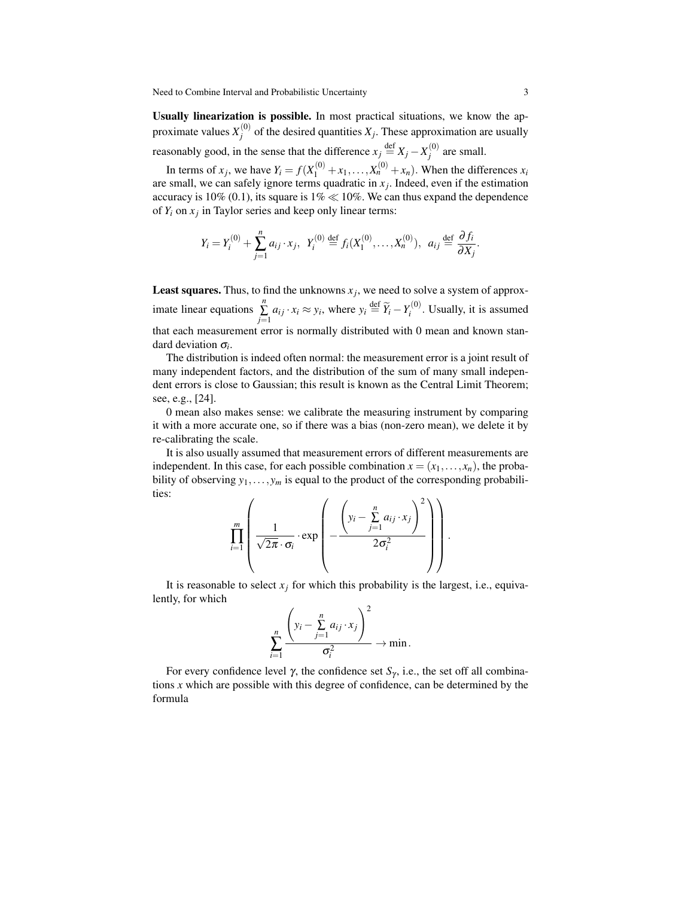**Usually linearization is possible.** In most practical situations, we know the approximate values $X_j^{(0)}$ of the desired quantities $X_j$. These approximation are usually reasonably good, in the sense that the difference $x_j \stackrel{\text{def}}{=} X_j - X_j^{(0)}$ are small.

In terms of $x_j$, we have $Y_i = f(X_1^{(0)} + x_1, \ldots, X_n^{(0)} + x_n)$. When the differences $x_i$ are small, we can safely ignore terms quadratic in $x_j$. Indeed, even if the estimation accuracy is 10% (0.1), its square is $1\% \ll 10\%$. We can thus expand the dependence of $Y_i$ on $x_j$ in Taylor series and keep only linear terms:

$$Y_i = Y_i^{(0)} + \sum_{j=1}^{n} a_{ij} \cdot x_j, \;\; Y_i^{(0)} \stackrel{\text{def}}{=} f_i(X_1^{(0)}, \ldots, X_n^{(0)}), \;\; a_{ij} \stackrel{\text{def}}{=} \frac{\partial f_i}{\partial X_j}.$$

**Least squares.** Thus, to find the unknowns $x_j$, we need to solve a system of approximate linear equations $\sum\limits_{j=1}^{n} a_{ij} \cdot x_i \approx y_i$, where $y_i \stackrel{\text{def}}{=} \widetilde{Y}_i - Y_i^{(0)}$. Usually, it is assumed that each measurement error is normally distributed with 0 mean and known standard deviation $\sigma_i$.

The distribution is indeed often normal: the measurement error is a joint result of many independent factors, and the distribution of the sum of many small independent errors is close to Gaussian; this result is known as the Central Limit Theorem; see, e.g., [24].

0 mean also makes sense: we calibrate the measuring instrument by comparing it with a more accurate one, so if there was a bias (non-zero mean), we delete it by re-calibrating the scale.

It is also usually assumed that measurement errors of different measurements are independent. In this case, for each possible combination $x = (x_1, \ldots, x_n)$, the probability of observing $y_1, \ldots, y_m$ is equal to the product of the corresponding probabilities:

$$\prod_{i=1}^{m} \left( \frac{1}{\sqrt{2\pi} \cdot \sigma_i} \cdot \exp\left( -\frac{\left( y_i - \sum\limits_{j=1}^{n} a_{ij} \cdot x_j \right)^2}{2\sigma_i^2} \right) \right).$$

It is reasonable to select $x_j$ for which this probability is the largest, i.e., equivalently, for which

$$\sum_{i=1}^{n} \frac{\left( y_i - \sum\limits_{j=1}^{n} a_{ij} \cdot x_j \right)^2}{\sigma_i^2} \to \min.$$

For every confidence level $\gamma$, the confidence set $S_\gamma$, i.e., the set off all combinations $x$ which are possible with this degree of confidence, can be determined by the formula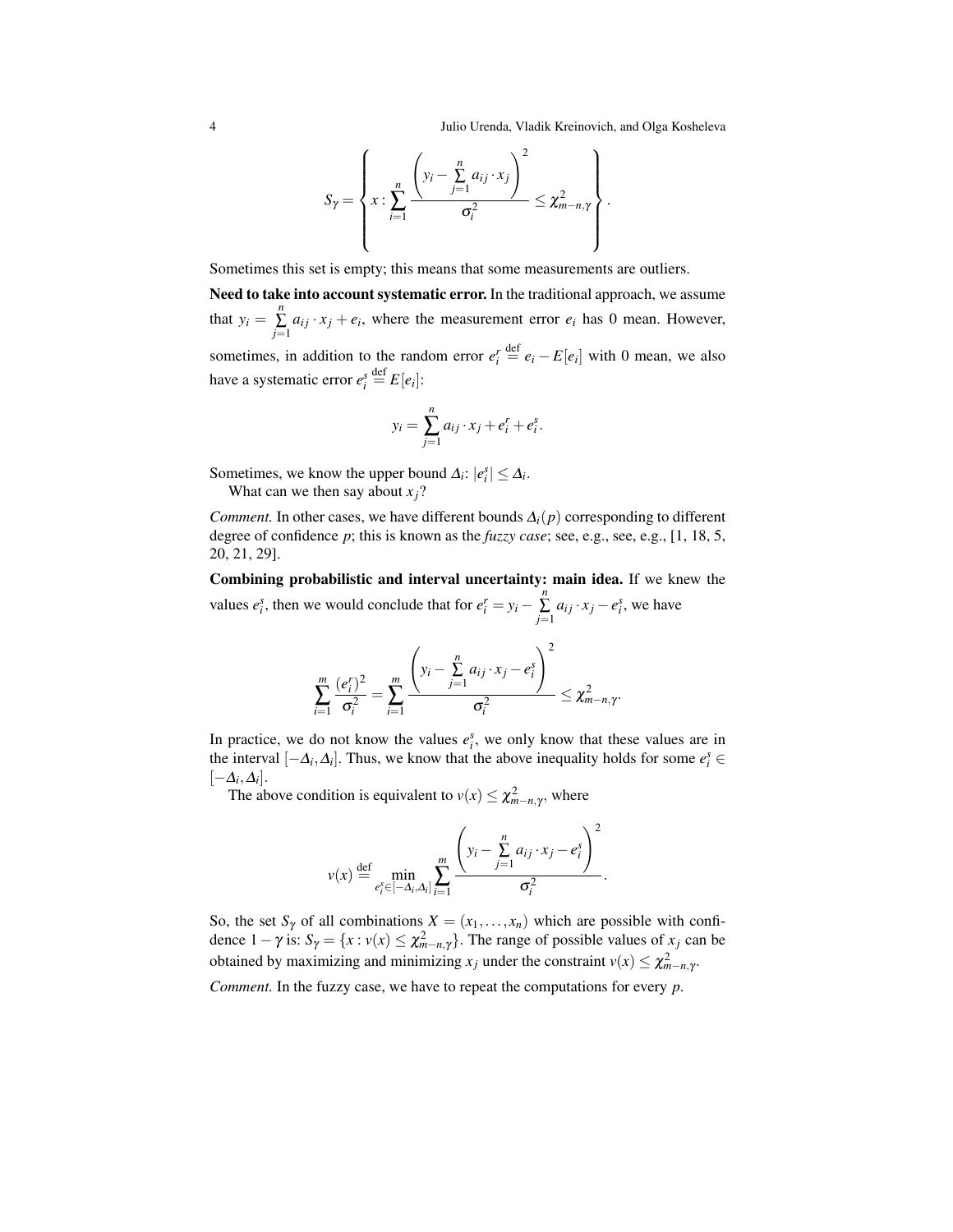$$S_\gamma = \left\{ x : \sum_{i=1}^{n} \frac{\left( y_i - \sum\limits_{j=1}^{n} a_{ij} \cdot x_j \right)^2}{\sigma_i^2} \le \chi^2_{m-n,\gamma} \right\}.$$

Sometimes this set is empty; this means that some measurements are outliers.

**Need to take into account systematic error.** In the traditional approach, we assume that $y_i = \sum\limits_{j=1}^{n} a_{ij} \cdot x_j + e_i$, where the measurement error $e_i$ has 0 mean. However, sometimes, in addition to the random error $e_i^r \stackrel{\text{def}}{=} e_i - E[e_i]$ with 0 mean, we also have a systematic error $e_i^s \stackrel{\text{def}}{=} E[e_i]$:

$$y_i = \sum_{j=1}^{n} a_{ij} \cdot x_j + e_i^r + e_i^s.$$

Sometimes, we know the upper bound $\Delta_i$: $|e_i^s| \le \Delta_i$.

What can we then say about $x_j$?

*Comment.* In other cases, we have different bounds $\Delta_i(p)$ corresponding to different degree of confidence $p$; this is known as the *fuzzy case*; see, e.g., see, e.g., [1, 18, 5, 20, 21, 29].

**Combining probabilistic and interval uncertainty: main idea.** If we knew the values $e_i^s$, then we would conclude that for $e_i^r = y_i - \sum\limits_{j=1}^{n} a_{ij} \cdot x_j - e_i^s$, we have

$$\sum_{i=1}^{m} \frac{(e_i^r)^2}{\sigma_i^2} = \sum_{i=1}^{m} \frac{\left( y_i - \sum\limits_{j=1}^{n} a_{ij} \cdot x_j - e_i^s \right)^2}{\sigma_i^2} \le \chi^2_{m-n,\gamma}.$$

In practice, we do not know the values $e_i^s$, we only know that these values are in the interval $[-\Delta_i, \Delta_i]$. Thus, we know that the above inequality holds for some $e_i^s \in [-\Delta_i, \Delta_i]$.

The above condition is equivalent to $v(x) \le \chi^2_{m-n,\gamma}$, where

$$v(x) \stackrel{\text{def}}{=} \min_{e_i^s \in [-\Delta_i, \Delta_i]} \sum_{i=1}^{m} \frac{\left( y_i - \sum\limits_{j=1}^{n} a_{ij} \cdot x_j - e_i^s \right)^2}{\sigma_i^2}.$$

So, the set $S_\gamma$ of all combinations $X = (x_1, \ldots, x_n)$ which are possible with confidence $1 - \gamma$ is: $S_\gamma = \{x : v(x) \le \chi^2_{m-n,\gamma}\}$. The range of possible values of $x_j$ can be obtained by maximizing and minimizing $x_j$ under the constraint $v(x) \le \chi^2_{m-n,\gamma}$.

*Comment.* In the fuzzy case, we have to repeat the computations for every $p$.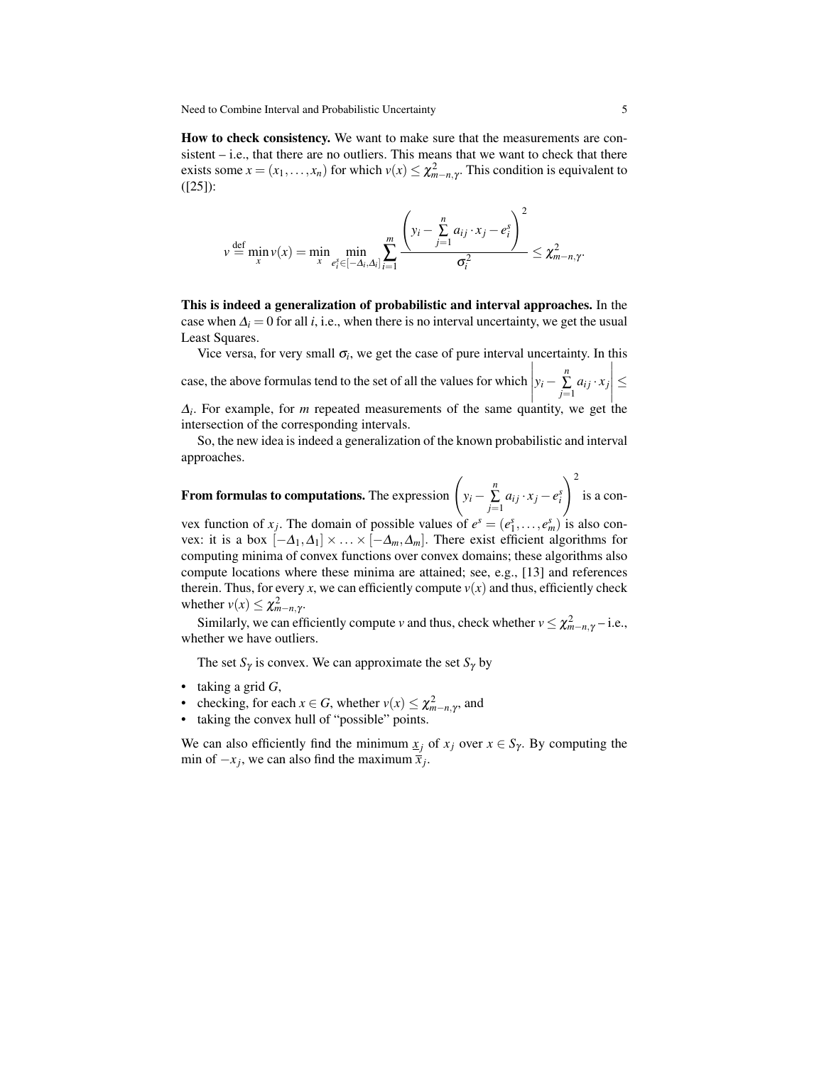**How to check consistency.** We want to make sure that the measurements are consistent – i.e., that there are no outliers. This means that we want to check that there exists some $x = (x_1, \ldots, x_n)$ for which $v(x) \le \chi^2_{m-n,\gamma}$. This condition is equivalent to ([25]):

$$v \stackrel{\text{def}}{=} \min_x v(x) = \min_x \min_{e_i^s \in [-\Delta_i, \Delta_i]} \sum_{i=1}^m \frac{\left(y_i - \sum_{j=1}^n a_{ij} \cdot x_j - e_i^s\right)^2}{\sigma_i^2} \le \chi^2_{m-n,\gamma}.$$

**This is indeed a generalization of probabilistic and interval approaches.** In the case when $\Delta_i = 0$ for all $i$, i.e., when there is no interval uncertainty, we get the usual Least Squares.

Vice versa, for very small $\sigma_i$, we get the case of pure interval uncertainty. In this case, the above formulas tend to the set of all the values for which $\left|y_i - \sum_{j=1}^n a_{ij} \cdot x_j\right| \le \Delta_i$. For example, for $m$ repeated measurements of the same quantity, we get the intersection of the corresponding intervals.

So, the new idea is indeed a generalization of the known probabilistic and interval approaches.

**From formulas to computations.** The expression $\left(y_i - \sum_{j=1}^n a_{ij} \cdot x_j - e_i^s\right)^2$ is a convex function of $x_j$. The domain of possible values of $e^s = (e_1^s, \ldots, e_m^s)$ is also convex: it is a box $[-\Delta_1, \Delta_1] \times \ldots \times [-\Delta_m, \Delta_m]$. There exist efficient algorithms for computing minima of convex functions over convex domains; these algorithms also compute locations where these minima are attained; see, e.g., [13] and references therein. Thus, for every $x$, we can efficiently compute $v(x)$ and thus, efficiently check whether $v(x) \le \chi^2_{m-n,\gamma}$.

Similarly, we can efficiently compute $v$ and thus, check whether $v \le \chi^2_{m-n,\gamma}$ – i.e., whether we have outliers.

The set $S_\gamma$ is convex. We can approximate the set $S_\gamma$ by

- taking a grid $G$,
- checking, for each $x \in G$, whether $v(x) \le \chi^2_{m-n,\gamma}$, and
- taking the convex hull of "possible" points.

We can also efficiently find the minimum $\underline{x}_j$ of $x_j$ over $x \in S_\gamma$. By computing the min of $-x_j$, we can also find the maximum $\overline{x}_j$.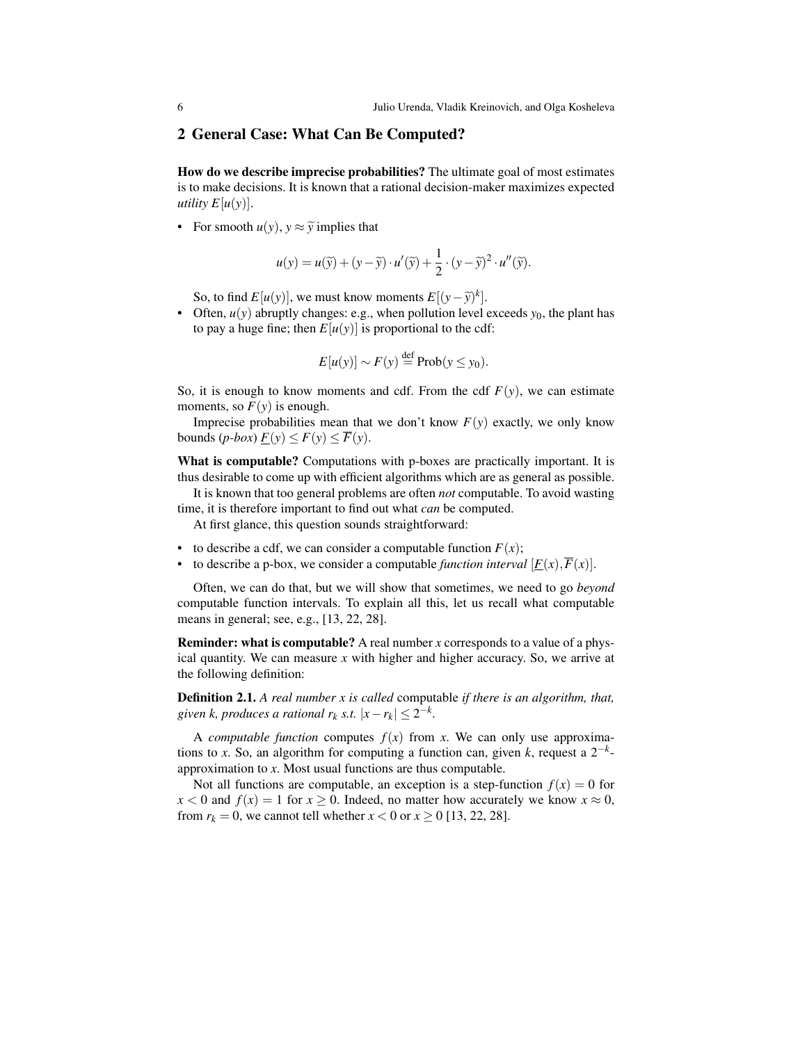## 2 General Case: What Can Be Computed?

**How do we describe imprecise probabilities?** The ultimate goal of most estimates is to make decisions. It is known that a rational decision-maker maximizes expected *utility* $E[u(y)]$.

- For smooth $u(y)$, $y \approx \widetilde{y}$ implies that

$$u(y) = u(\widetilde{y}) + (y - \widetilde{y}) \cdot u'(\widetilde{y}) + \frac{1}{2} \cdot (y - \widetilde{y})^2 \cdot u''(\widetilde{y}).$$

  So, to find $E[u(y)]$, we must know moments $E[(y - \widetilde{y})^k]$.
- Often, $u(y)$ abruptly changes: e.g., when pollution level exceeds $y_0$, the plant has to pay a huge fine; then $E[u(y)]$ is proportional to the cdf:

$$E[u(y)] \sim F(y) \stackrel{\text{def}}{=} \text{Prob}(y \le y_0).$$

So, it is enough to know moments and cdf. From the cdf $F(y)$, we can estimate moments, so $F(y)$ is enough.

Imprecise probabilities mean that we don't know $F(y)$ exactly, we only know bounds (*p-box*) $\underline{F}(y) \le F(y) \le \overline{F}(y)$.

**What is computable?** Computations with p-boxes are practically important. It is thus desirable to come up with efficient algorithms which are as general as possible.

It is known that too general problems are often *not* computable. To avoid wasting time, it is therefore important to find out what *can* be computed.

At first glance, this question sounds straightforward:

- to describe a cdf, we can consider a computable function $F(x)$;
- to describe a p-box, we consider a computable *function interval* $[\underline{F}(x), \overline{F}(x)]$.

Often, we can do that, but we will show that sometimes, we need to go *beyond* computable function intervals. To explain all this, let us recall what computable means in general; see, e.g., [13, 22, 28].

**Reminder: what is computable?** A real number $x$ corresponds to a value of a physical quantity. We can measure $x$ with higher and higher accuracy. So, we arrive at the following definition:

**Definition 2.1.** *A real number $x$ is called* computable *if there is an algorithm, that, given $k$, produces a rational $r_k$ s.t. $|x - r_k| \le 2^{-k}$.*

A *computable function* computes $f(x)$ from $x$. We can only use approximations to $x$. So, an algorithm for computing a function can, given $k$, request a $2^{-k}$-approximation to $x$. Most usual functions are thus computable.

Not all functions are computable, an exception is a step-function $f(x) = 0$ for $x < 0$ and $f(x) = 1$ for $x \ge 0$. Indeed, no matter how accurately we know $x \approx 0$, from $r_k = 0$, we cannot tell whether $x < 0$ or $x \ge 0$ [13, 22, 28].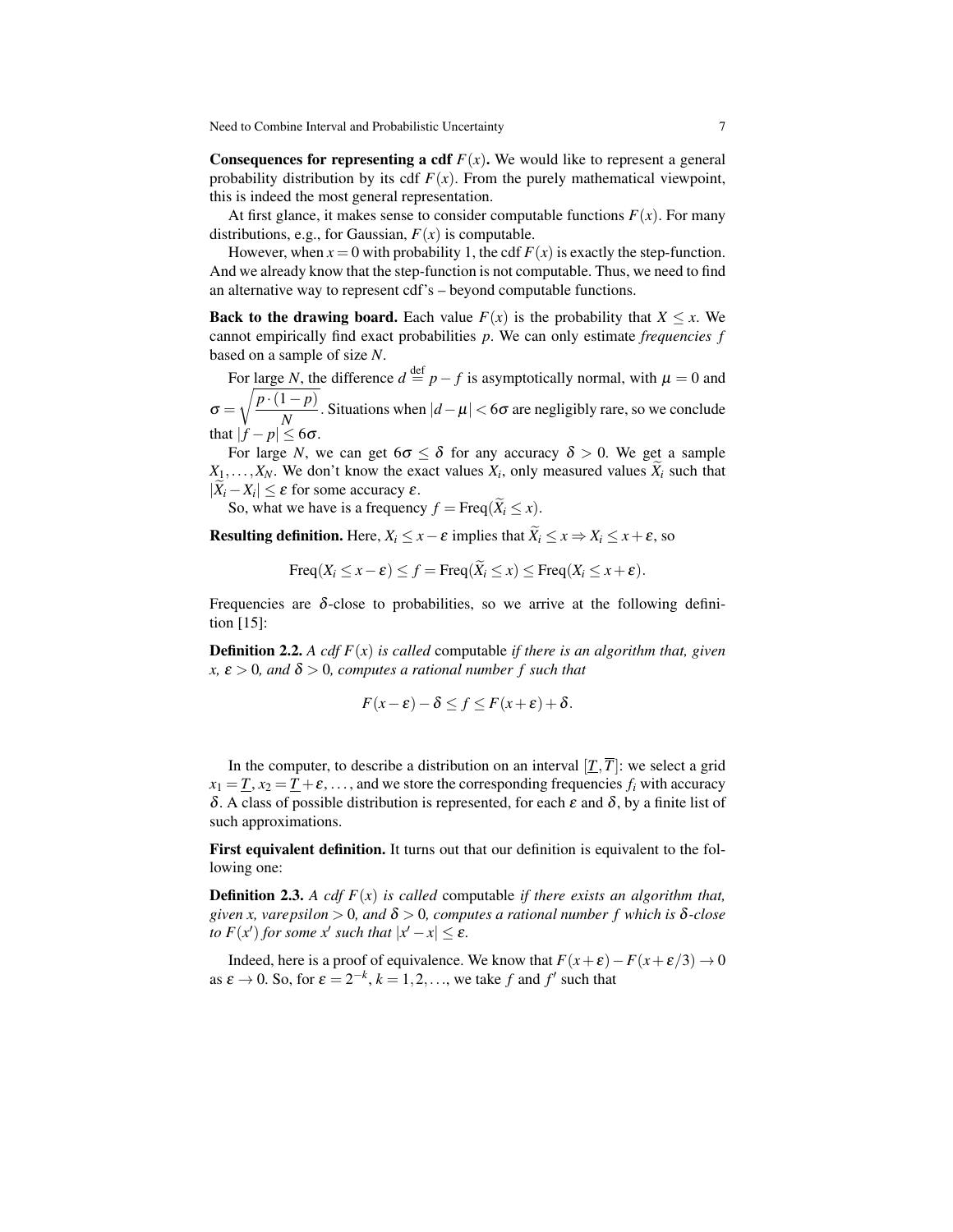**Consequences for representing a cdf $F(x)$.** We would like to represent a general probability distribution by its cdf $F(x)$. From the purely mathematical viewpoint, this is indeed the most general representation.

At first glance, it makes sense to consider computable functions $F(x)$. For many distributions, e.g., for Gaussian, $F(x)$ is computable.

However, when $x = 0$ with probability 1, the cdf $F(x)$ is exactly the step-function. And we already know that the step-function is not computable. Thus, we need to find an alternative way to represent cdf's – beyond computable functions.

**Back to the drawing board.** Each value $F(x)$ is the probability that $X \leq x$. We cannot empirically find exact probabilities $p$. We can only estimate *frequencies* $f$ based on a sample of size $N$.

For large $N$, the difference $d \stackrel{\text{def}}{=} p - f$ is asymptotically normal, with $\mu = 0$ and $\sigma = \sqrt{\dfrac{p \cdot (1-p)}{N}}$. Situations when $|d - \mu| < 6\sigma$ are negligibly rare, so we conclude that $|f - p| \leq 6\sigma$.

For large $N$, we can get $6\sigma \leq \delta$ for any accuracy $\delta > 0$. We get a sample $X_1, \ldots, X_N$. We don't know the exact values $X_i$, only measured values $\widetilde{X}_i$ such that $|\widetilde{X}_i - X_i| \leq \varepsilon$ for some accuracy $\varepsilon$.

So, what we have is a frequency $f = \text{Freq}(\widetilde{X}_i \leq x)$.

**Resulting definition.** Here, $X_i \leq x - \varepsilon$ implies that $\widetilde{X}_i \leq x \Rightarrow X_i \leq x + \varepsilon$, so

$$\text{Freq}(X_i \leq x - \varepsilon) \leq f = \text{Freq}(\widetilde{X}_i \leq x) \leq \text{Freq}(X_i \leq x + \varepsilon).$$

Frequencies are $\delta$-close to probabilities, so we arrive at the following definition [15]:

**Definition 2.2.** *A cdf $F(x)$ is called* computable *if there is an algorithm that, given $x$, $\varepsilon > 0$, and $\delta > 0$, computes a rational number $f$ such that*

$$F(x - \varepsilon) - \delta \leq f \leq F(x + \varepsilon) + \delta.$$

In the computer, to describe a distribution on an interval $[\underline{T}, \overline{T}]$: we select a grid $x_1 = \underline{T}$, $x_2 = \underline{T} + \varepsilon, \ldots$, and we store the corresponding frequencies $f_i$ with accuracy $\delta$. A class of possible distribution is represented, for each $\varepsilon$ and $\delta$, by a finite list of such approximations.

**First equivalent definition.** It turns out that our definition is equivalent to the following one:

**Definition 2.3.** *A cdf $F(x)$ is called* computable *if there exists an algorithm that, given $x$, $varepsilon > 0$, and $\delta > 0$, computes a rational number $f$ which is $\delta$-close to $F(x')$ for some $x'$ such that $|x' - x| \leq \varepsilon$.*

Indeed, here is a proof of equivalence. We know that $F(x + \varepsilon) - F(x + \varepsilon/3) \to 0$ as $\varepsilon \to 0$. So, for $\varepsilon = 2^{-k}$, $k = 1, 2, \ldots$, we take $f$ and $f'$ such that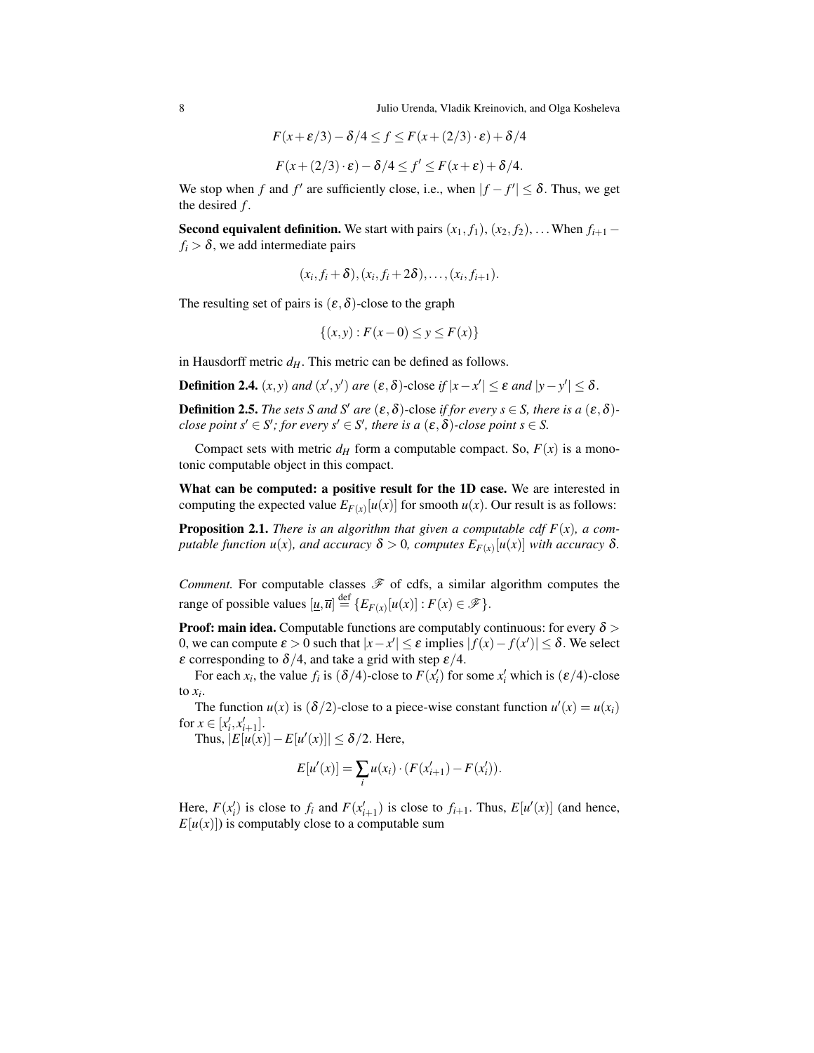$$F(x+\varepsilon/3)-\delta/4 \le f \le F(x+(2/3)\cdot\varepsilon)+\delta/4$$

$$F(x+(2/3)\cdot\varepsilon)-\delta/4 \le f' \le F(x+\varepsilon)+\delta/4.$$

We stop when $f$ and $f'$ are sufficiently close, i.e., when $|f-f'| \le \delta$. Thus, we get the desired $f$.

**Second equivalent definition.** We start with pairs $(x_1, f_1)$, $(x_2, f_2)$, ... When $f_{i+1} - f_i > \delta$, we add intermediate pairs

$$(x_i, f_i+\delta), (x_i, f_i+2\delta), \ldots, (x_i, f_{i+1}).$$

The resulting set of pairs is $(\varepsilon, \delta)$-close to the graph

$$\{(x,y) : F(x-0) \le y \le F(x)\}$$

in Hausdorff metric $d_H$. This metric can be defined as follows.

**Definition 2.4.** *$(x,y)$ and $(x',y')$ are $(\varepsilon,\delta)$-close if $|x-x'| \le \varepsilon$ and $|y-y'| \le \delta$.*

**Definition 2.5.** *The sets $S$ and $S'$ are $(\varepsilon,\delta)$-close if for every $s \in S$, there is a $(\varepsilon,\delta)$-close point $s' \in S'$; for every $s' \in S'$, there is a $(\varepsilon,\delta)$-close point $s \in S$.*

Compact sets with metric $d_H$ form a computable compact. So, $F(x)$ is a monotonic computable object in this compact.

**What can be computed: a positive result for the 1D case.** We are interested in computing the expected value $E_{F(x)}[u(x)]$ for smooth $u(x)$. Our result is as follows:

**Proposition 2.1.** *There is an algorithm that given a computable cdf $F(x)$, a computable function $u(x)$, and accuracy $\delta > 0$, computes $E_{F(x)}[u(x)]$ with accuracy $\delta$.*

*Comment.* For computable classes $\mathscr{F}$ of cdfs, a similar algorithm computes the range of possible values $[\underline{u}, \overline{u}] \stackrel{\text{def}}{=} \{E_{F(x)}[u(x)] : F(x) \in \mathscr{F}\}$.

**Proof: main idea.** Computable functions are computably continuous: for every $\delta > 0$, we can compute $\varepsilon > 0$ such that $|x-x'| \le \varepsilon$ implies $|f(x)-f(x')| \le \delta$. We select $\varepsilon$ corresponding to $\delta/4$, and take a grid with step $\varepsilon/4$.

For each $x_i$, the value $f_i$ is $(\delta/4)$-close to $F(x'_i)$ for some $x'_i$ which is $(\varepsilon/4)$-close to $x_i$.

The function $u(x)$ is $(\delta/2)$-close to a piece-wise constant function $u'(x) = u(x_i)$ for $x \in [x'_i, x'_{i+1}]$.

Thus, $|E[u(x)] - E[u'(x)]| \le \delta/2$. Here,

$$E[u'(x)] = \sum_i u(x_i) \cdot (F(x'_{i+1}) - F(x'_i)).$$

Here, $F(x'_i)$ is close to $f_i$ and $F(x'_{i+1})$ is close to $f_{i+1}$. Thus, $E[u'(x)]$ (and hence, $E[u(x)]$) is computably close to a computable sum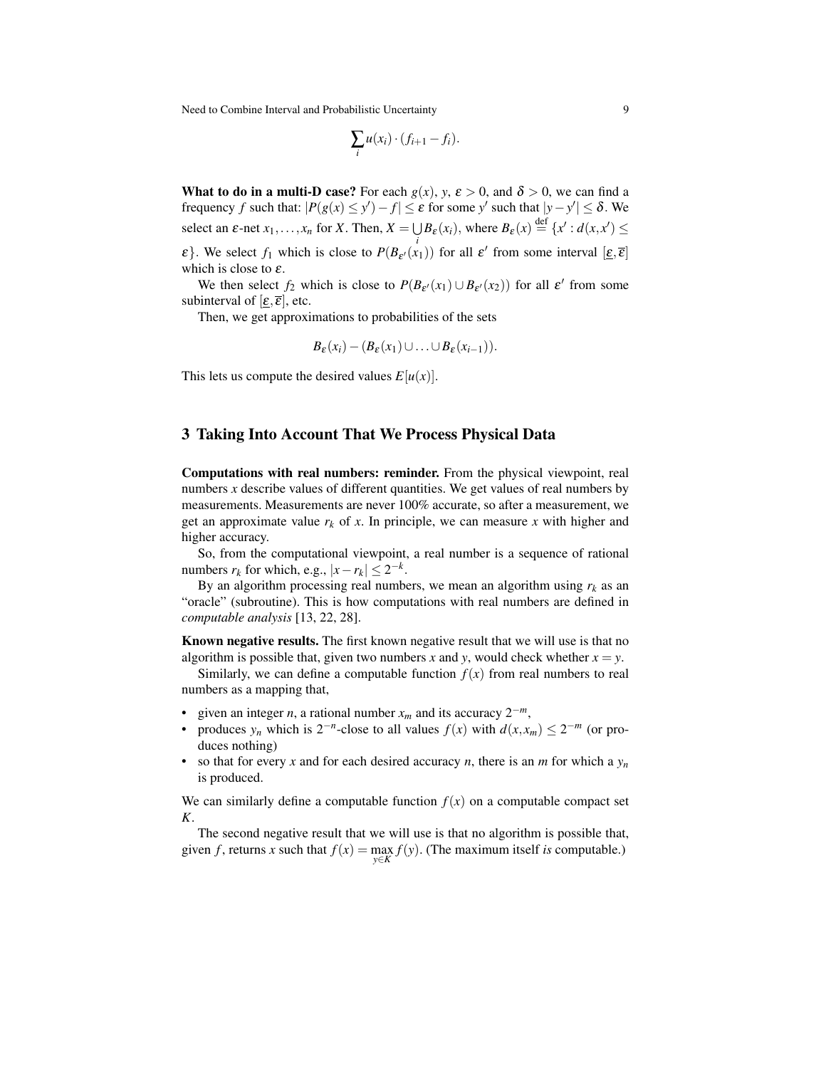$$\sum_i u(x_i) \cdot (f_{i+1} - f_i).$$

**What to do in a multi-D case?** For each $g(x)$, $y$, $\varepsilon > 0$, and $\delta > 0$, we can find a frequency $f$ such that: $|P(g(x) \le y') - f| \le \varepsilon$ for some $y'$ such that $|y - y'| \le \delta$. We select an $\varepsilon$-net $x_1, \ldots, x_n$ for $X$. Then, $X = \bigcup_i B_\varepsilon(x_i)$, where $B_\varepsilon(x) \stackrel{\text{def}}{=} \{x' : d(x, x') \le \varepsilon\}$. We select $f_1$ which is close to $P(B_{\varepsilon'}(x_1))$ for all $\varepsilon'$ from some interval $[\underline{\varepsilon}, \overline{\varepsilon}]$ which is close to $\varepsilon$.

We then select $f_2$ which is close to $P(B_{\varepsilon'}(x_1) \cup B_{\varepsilon'}(x_2))$ for all $\varepsilon'$ from some subinterval of $[\underline{\varepsilon}, \overline{\varepsilon}]$, etc.

Then, we get approximations to probabilities of the sets

$$B_\varepsilon(x_i) - (B_\varepsilon(x_1) \cup \ldots \cup B_\varepsilon(x_{i-1})).$$

This lets us compute the desired values $E[u(x)]$.

## 3 Taking Into Account That We Process Physical Data

**Computations with real numbers: reminder.** From the physical viewpoint, real numbers $x$ describe values of different quantities. We get values of real numbers by measurements. Measurements are never 100% accurate, so after a measurement, we get an approximate value $r_k$ of $x$. In principle, we can measure $x$ with higher and higher accuracy.

So, from the computational viewpoint, a real number is a sequence of rational numbers $r_k$ for which, e.g., $|x - r_k| \le 2^{-k}$.

By an algorithm processing real numbers, we mean an algorithm using $r_k$ as an "oracle" (subroutine). This is how computations with real numbers are defined in *computable analysis* [13, 22, 28].

**Known negative results.** The first known negative result that we will use is that no algorithm is possible that, given two numbers $x$ and $y$, would check whether $x = y$.

Similarly, we can define a computable function $f(x)$ from real numbers to real numbers as a mapping that,

- given an integer $n$, a rational number $x_m$ and its accuracy $2^{-m}$,
- produces $y_n$ which is $2^{-n}$-close to all values $f(x)$ with $d(x, x_m) \le 2^{-m}$ (or produces nothing)
- so that for every $x$ and for each desired accuracy $n$, there is an $m$ for which a $y_n$ is produced.

We can similarly define a computable function $f(x)$ on a computable compact set $K$.

The second negative result that we will use is that no algorithm is possible that, given $f$, returns $x$ such that $f(x) = \max_{y \in K} f(y)$. (The maximum itself *is* computable.)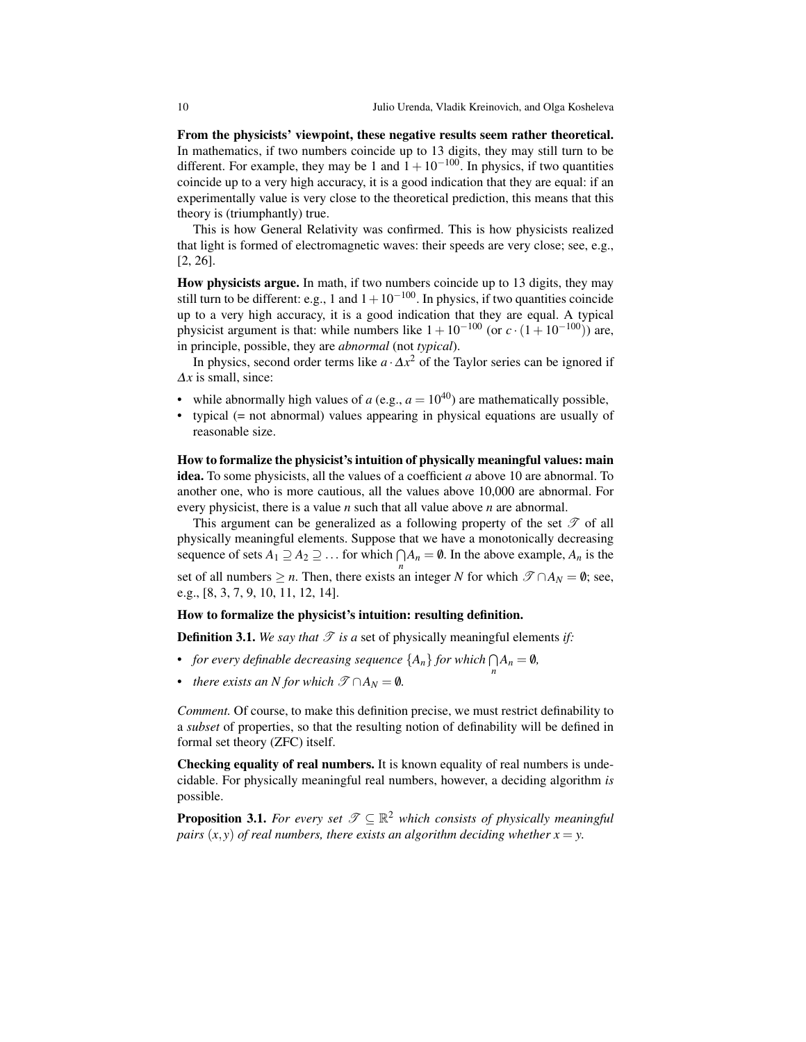**From the physicists' viewpoint, these negative results seem rather theoretical.** In mathematics, if two numbers coincide up to 13 digits, they may still turn to be different. For example, they may be 1 and $1 + 10^{-100}$. In physics, if two quantities coincide up to a very high accuracy, it is a good indication that they are equal: if an experimentally value is very close to the theoretical prediction, this means that this theory is (triumphantly) true.

This is how General Relativity was confirmed. This is how physicists realized that light is formed of electromagnetic waves: their speeds are very close; see, e.g., [2, 26].

**How physicists argue.** In math, if two numbers coincide up to 13 digits, they may still turn to be different: e.g., 1 and $1 + 10^{-100}$. In physics, if two quantities coincide up to a very high accuracy, it is a good indication that they are equal. A typical physicist argument is that: while numbers like $1 + 10^{-100}$ (or $c \cdot (1 + 10^{-100})$) are, in principle, possible, they are *abnormal* (not *typical*).

In physics, second order terms like $a \cdot \Delta x^2$ of the Taylor series can be ignored if $\Delta x$ is small, since:

- while abnormally high values of $a$ (e.g., $a = 10^{40}$) are mathematically possible,
- typical (= not abnormal) values appearing in physical equations are usually of reasonable size.

**How to formalize the physicist's intuition of physically meaningful values: main idea.** To some physicists, all the values of a coefficient $a$ above 10 are abnormal. To another one, who is more cautious, all the values above 10,000 are abnormal. For every physicist, there is a value $n$ such that all value above $n$ are abnormal.

This argument can be generalized as a following property of the set $\mathscr{T}$ of all physically meaningful elements. Suppose that we have a monotonically decreasing sequence of sets $A_1 \supseteq A_2 \supseteq \ldots$ for which $\bigcap\limits_n A_n = \emptyset$. In the above example, $A_n$ is the set of all numbers $\geq n$. Then, there exists an integer $N$ for which $\mathscr{T} \cap A_N = \emptyset$; see, e.g., [8, 3, 7, 9, 10, 11, 12, 14].

**How to formalize the physicist's intuition: resulting definition.**

**Definition 3.1.** *We say that $\mathscr{T}$ is a* set of physically meaningful elements *if:*

- *for every definable decreasing sequence $\{A_n\}$ for which $\bigcap\limits_n A_n = \emptyset$,*
- *there exists an $N$ for which $\mathscr{T} \cap A_N = \emptyset$.*

*Comment.* Of course, to make this definition precise, we must restrict definability to a *subset* of properties, so that the resulting notion of definability will be defined in formal set theory (ZFC) itself.

**Checking equality of real numbers.** It is known equality of real numbers is undecidable. For physically meaningful real numbers, however, a deciding algorithm *is* possible.

**Proposition 3.1.** *For every set $\mathscr{T} \subseteq \mathbb{R}^2$ which consists of physically meaningful pairs $(x, y)$ of real numbers, there exists an algorithm deciding whether $x = y$.*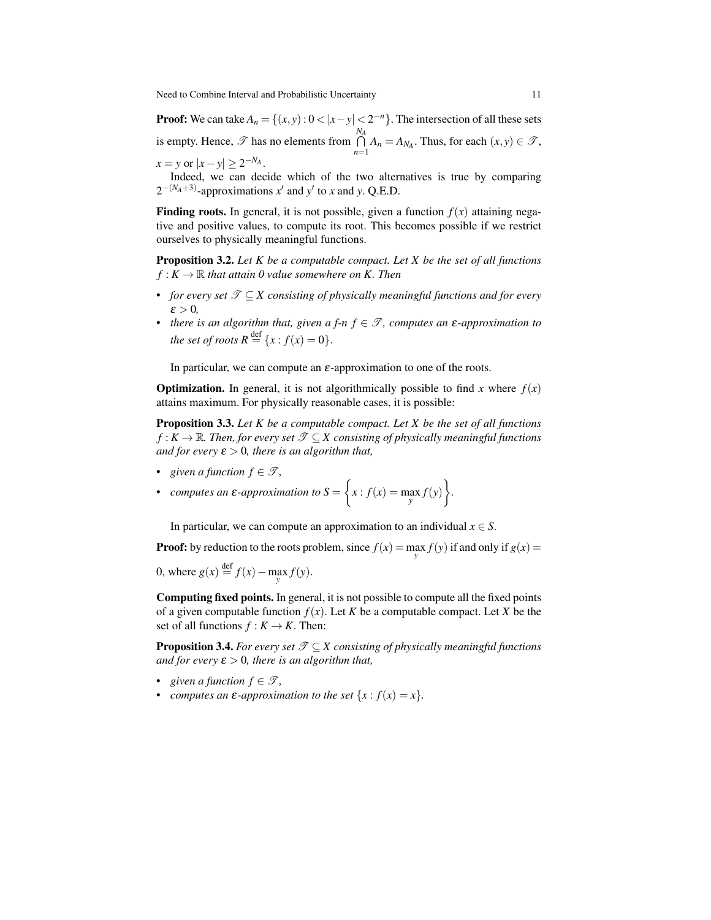**Proof:** We can take $A_n = \{(x,y) : 0 < |x-y| < 2^{-n}\}$. The intersection of all these sets is empty. Hence, $\mathscr{T}$ has no elements from $\bigcap\limits_{n=1}^{N_A} A_n = A_{N_A}$. Thus, for each $(x,y) \in \mathscr{T}$, $x = y$ or $|x-y| \geq 2^{-N_A}$.

Indeed, we can decide which of the two alternatives is true by comparing $2^{-(N_A+3)}$-approximations $x'$ and $y'$ to $x$ and $y$. Q.E.D.

**Finding roots.** In general, it is not possible, given a function $f(x)$ attaining negative and positive values, to compute its root. This becomes possible if we restrict ourselves to physically meaningful functions.

**Proposition 3.2.** *Let $K$ be a computable compact. Let $X$ be the set of all functions $f : K \to \mathbb{R}$ that attain 0 value somewhere on $K$. Then*

- *for every set $\mathscr{T} \subseteq X$ consisting of physically meaningful functions and for every $\varepsilon > 0$,*
- *there is an algorithm that, given a f-n $f \in \mathscr{T}$, computes an $\varepsilon$-approximation to the set of roots $R \stackrel{\text{def}}{=} \{x : f(x) = 0\}$.*

In particular, we can compute an $\varepsilon$-approximation to one of the roots.

**Optimization.** In general, it is not algorithmically possible to find $x$ where $f(x)$ attains maximum. For physically reasonable cases, it is possible:

**Proposition 3.3.** *Let $K$ be a computable compact. Let $X$ be the set of all functions $f : K \to \mathbb{R}$. Then, for every set $\mathscr{T} \subseteq X$ consisting of physically meaningful functions and for every $\varepsilon > 0$, there is an algorithm that,*

- *given a function $f \in \mathscr{T}$,*
- *computes an $\varepsilon$-approximation to $S = \left\{x : f(x) = \max\limits_{y} f(y)\right\}$.*

In particular, we can compute an approximation to an individual $x \in S$.

**Proof:** by reduction to the roots problem, since $f(x) = \max\limits_{y} f(y)$ if and only if $g(x) = 0$, where $g(x) \stackrel{\text{def}}{=} f(x) - \max\limits_{y} f(y)$.

**Computing fixed points.** In general, it is not possible to compute all the fixed points of a given computable function $f(x)$. Let $K$ be a computable compact. Let $X$ be the set of all functions $f : K \to K$. Then:

**Proposition 3.4.** *For every set $\mathscr{T} \subseteq X$ consisting of physically meaningful functions and for every $\varepsilon > 0$, there is an algorithm that,*

- *given a function $f \in \mathscr{T}$,*
- *computes an $\varepsilon$-approximation to the set $\{x : f(x) = x\}$.*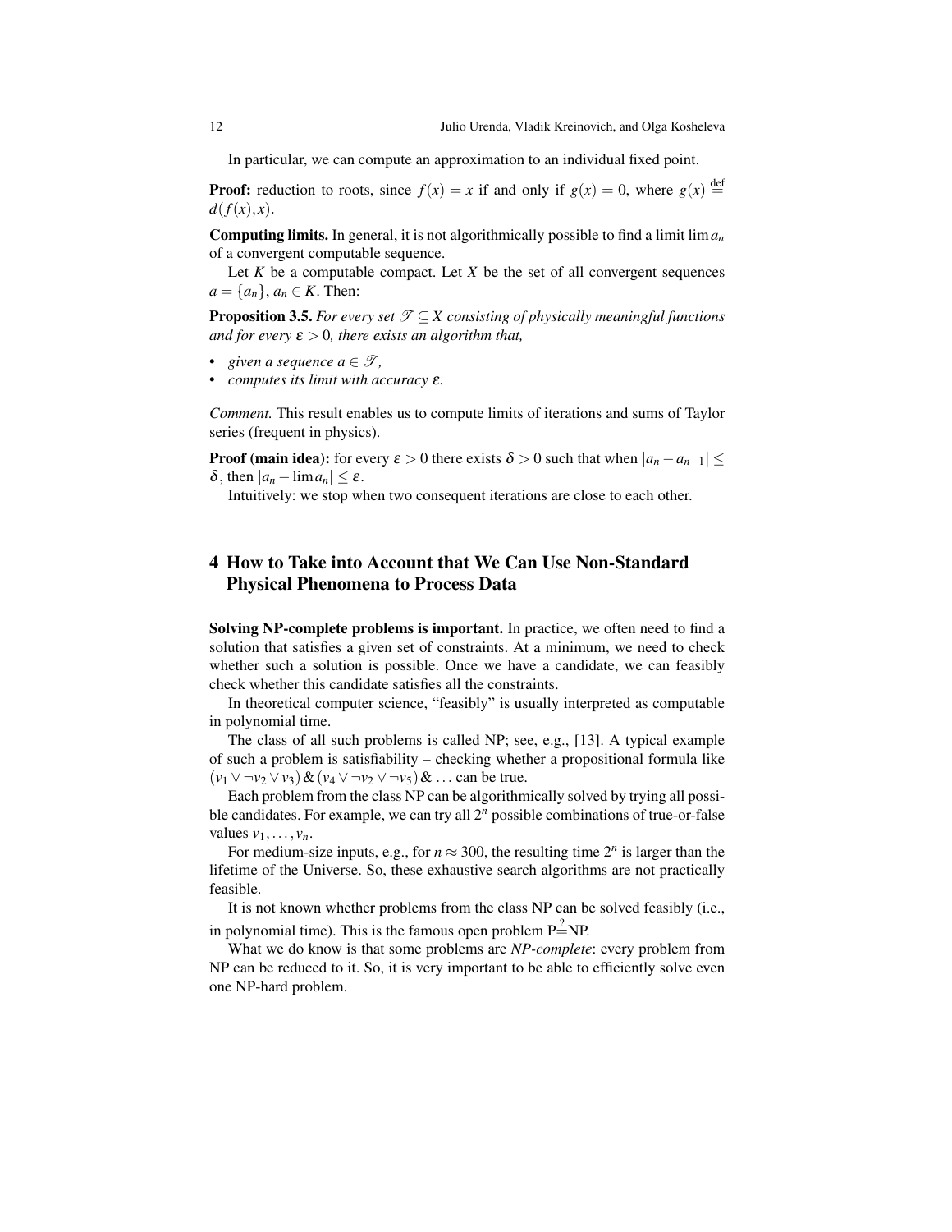In particular, we can compute an approximation to an individual fixed point.

**Proof:** reduction to roots, since $f(x) = x$ if and only if $g(x) = 0$, where $g(x) \stackrel{\text{def}}{=} d(f(x),x)$.

**Computing limits.** In general, it is not algorithmically possible to find a limit $\lim a_n$ of a convergent computable sequence.

Let $K$ be a computable compact. Let $X$ be the set of all convergent sequences $a = \{a_n\}$, $a_n \in K$. Then:

**Proposition 3.5.** *For every set $\mathscr{T} \subseteq X$ consisting of physically meaningful functions and for every $\varepsilon > 0$, there exists an algorithm that,*

- *given a sequence $a \in \mathscr{T}$,*
- *computes its limit with accuracy $\varepsilon$.*

*Comment.* This result enables us to compute limits of iterations and sums of Taylor series (frequent in physics).

**Proof (main idea):** for every $\varepsilon > 0$ there exists $\delta > 0$ such that when $|a_n - a_{n-1}| \le \delta$, then $|a_n - \lim a_n| \le \varepsilon$.

Intuitively: we stop when two consequent iterations are close to each other.

## 4 How to Take into Account that We Can Use Non-Standard Physical Phenomena to Process Data

**Solving NP-complete problems is important.** In practice, we often need to find a solution that satisfies a given set of constraints. At a minimum, we need to check whether such a solution is possible. Once we have a candidate, we can feasibly check whether this candidate satisfies all the constraints.

In theoretical computer science, "feasibly" is usually interpreted as computable in polynomial time.

The class of all such problems is called NP; see, e.g., [13]. A typical example of such a problem is satisfiability – checking whether a propositional formula like $(v_1 \vee \neg v_2 \vee v_3) \,\&\, (v_4 \vee \neg v_2 \vee \neg v_5) \,\&\, \ldots$ can be true.

Each problem from the class NP can be algorithmically solved by trying all possible candidates. For example, we can try all $2^n$ possible combinations of true-or-false values $v_1, \ldots, v_n$.

For medium-size inputs, e.g., for $n \approx 300$, the resulting time $2^n$ is larger than the lifetime of the Universe. So, these exhaustive search algorithms are not practically feasible.

It is not known whether problems from the class NP can be solved feasibly (i.e., in polynomial time). This is the famous open problem $\mathrm{P} \stackrel{?}{=} \mathrm{NP}$.

What we do know is that some problems are *NP-complete*: every problem from NP can be reduced to it. So, it is very important to be able to efficiently solve even one NP-hard problem.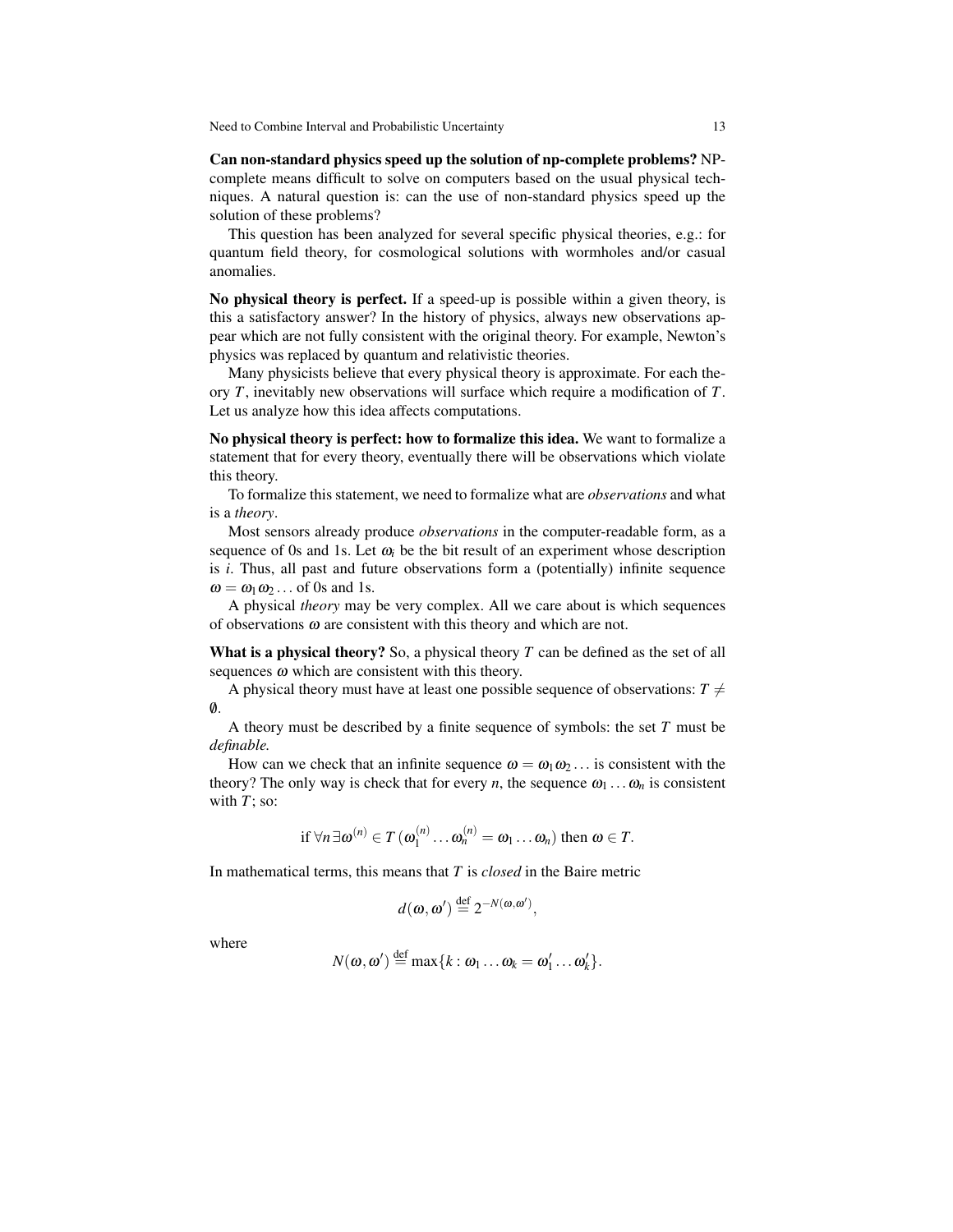**Can non-standard physics speed up the solution of np-complete problems?** NP-complete means difficult to solve on computers based on the usual physical techniques. A natural question is: can the use of non-standard physics speed up the solution of these problems?

This question has been analyzed for several specific physical theories, e.g.: for quantum field theory, for cosmological solutions with wormholes and/or casual anomalies.

**No physical theory is perfect.** If a speed-up is possible within a given theory, is this a satisfactory answer? In the history of physics, always new observations appear which are not fully consistent with the original theory. For example, Newton's physics was replaced by quantum and relativistic theories.

Many physicists believe that every physical theory is approximate. For each theory $T$, inevitably new observations will surface which require a modification of $T$. Let us analyze how this idea affects computations.

**No physical theory is perfect: how to formalize this idea.** We want to formalize a statement that for every theory, eventually there will be observations which violate this theory.

To formalize this statement, we need to formalize what are *observations* and what is a *theory*.

Most sensors already produce *observations* in the computer-readable form, as a sequence of 0s and 1s. Let $\omega_i$ be the bit result of an experiment whose description is $i$. Thus, all past and future observations form a (potentially) infinite sequence $\omega = \omega_1 \omega_2 \ldots$ of 0s and 1s.

A physical *theory* may be very complex. All we care about is which sequences of observations $\omega$ are consistent with this theory and which are not.

**What is a physical theory?** So, a physical theory $T$ can be defined as the set of all sequences $\omega$ which are consistent with this theory.

A physical theory must have at least one possible sequence of observations: $T \neq \emptyset$.

A theory must be described by a finite sequence of symbols: the set $T$ must be *definable.*

How can we check that an infinite sequence $\omega = \omega_1 \omega_2 \ldots$ is consistent with the theory? The only way is check that for every $n$, the sequence $\omega_1 \ldots \omega_n$ is consistent with $T$; so:

$$\text{if } \forall n \, \exists \omega^{(n)} \in T \, (\omega_1^{(n)} \ldots \omega_n^{(n)} = \omega_1 \ldots \omega_n) \text{ then } \omega \in T.$$

In mathematical terms, this means that $T$ is *closed* in the Baire metric

$$d(\omega, \omega') \stackrel{\text{def}}{=} 2^{-N(\omega, \omega')},$$

where

$$N(\omega, \omega') \stackrel{\text{def}}{=} \max\{k : \omega_1 \ldots \omega_k = \omega'_1 \ldots \omega'_k\}.$$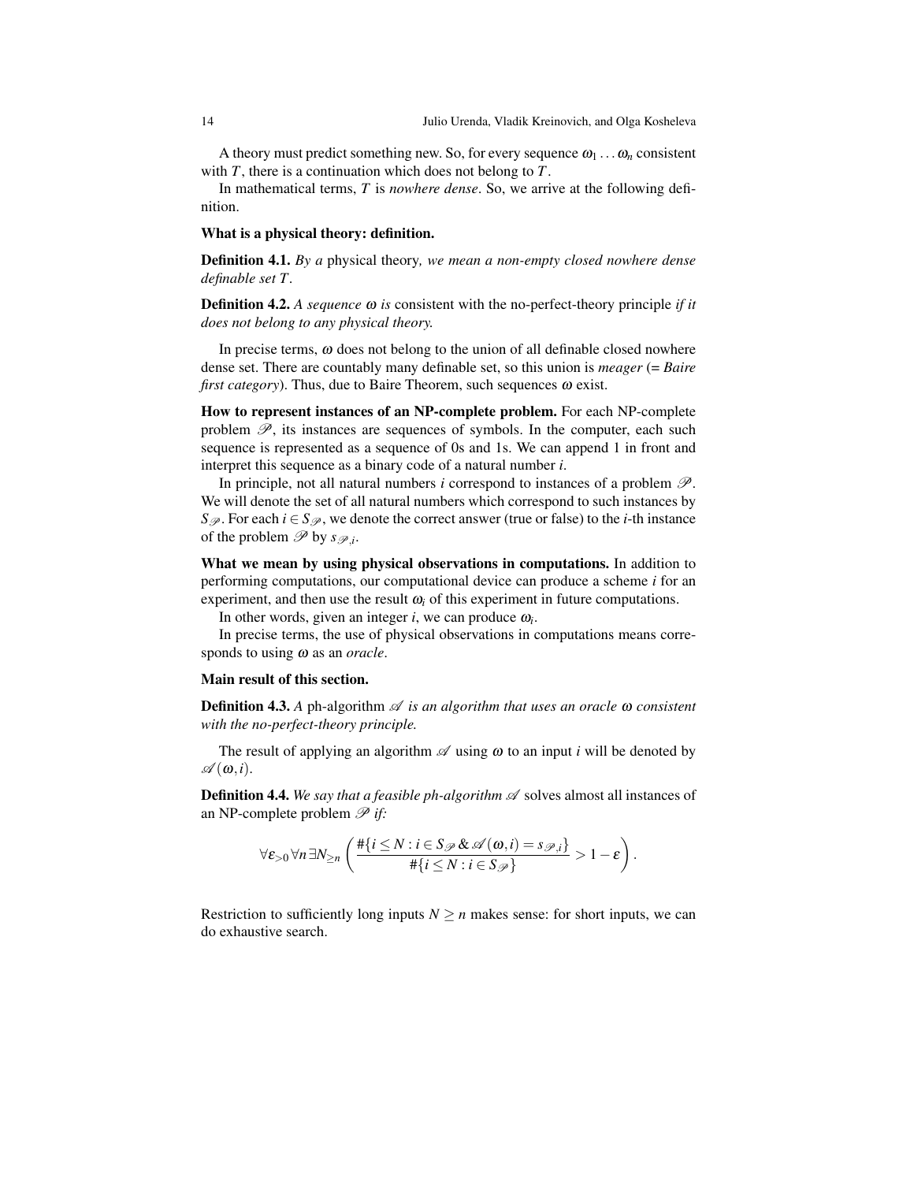A theory must predict something new. So, for every sequence $\omega_1 \ldots \omega_n$ consistent with $T$, there is a continuation which does not belong to $T$.

In mathematical terms, $T$ is *nowhere dense*. So, we arrive at the following definition.

**What is a physical theory: definition.**

**Definition 4.1.** *By a* physical theory*, we mean a non-empty closed nowhere dense definable set $T$.*

**Definition 4.2.** *A sequence $\omega$ is* consistent with the no-perfect-theory principle *if it does not belong to any physical theory.*

In precise terms, $\omega$ does not belong to the union of all definable closed nowhere dense set. There are countably many definable set, so this union is *meager* (= *Baire first category*). Thus, due to Baire Theorem, such sequences $\omega$ exist.

**How to represent instances of an NP-complete problem.** For each NP-complete problem $\mathscr{P}$, its instances are sequences of symbols. In the computer, each such sequence is represented as a sequence of 0s and 1s. We can append 1 in front and interpret this sequence as a binary code of a natural number $i$.

In principle, not all natural numbers $i$ correspond to instances of a problem $\mathscr{P}$. We will denote the set of all natural numbers which correspond to such instances by $S_{\mathscr{P}}$. For each $i \in S_{\mathscr{P}}$, we denote the correct answer (true or false) to the $i$-th instance of the problem $\mathscr{P}$ by $s_{\mathscr{P},i}$.

**What we mean by using physical observations in computations.** In addition to performing computations, our computational device can produce a scheme $i$ for an experiment, and then use the result $\omega_i$ of this experiment in future computations.

In other words, given an integer $i$, we can produce $\omega_i$.

In precise terms, the use of physical observations in computations means corresponds to using $\omega$ as an *oracle*.

**Main result of this section.**

**Definition 4.3.** *A* ph-algorithm $\mathscr{A}$ *is an algorithm that uses an oracle $\omega$ consistent with the no-perfect-theory principle.*

The result of applying an algorithm $\mathscr{A}$ using $\omega$ to an input $i$ will be denoted by $\mathscr{A}(\omega, i)$.

**Definition 4.4.** *We say that a feasible ph-algorithm $\mathscr{A}$* solves almost all instances of an NP-complete problem $\mathscr{P}$ *if:*

$$\forall \varepsilon_{>0} \forall n \exists N_{\geq n} \left( \frac{\#\{i \leq N : i \in S_{\mathscr{P}} \,\&\, \mathscr{A}(\omega, i) = s_{\mathscr{P},i}\}}{\#\{i \leq N : i \in S_{\mathscr{P}}\}} > 1 - \varepsilon \right).$$

Restriction to sufficiently long inputs $N \geq n$ makes sense: for short inputs, we can do exhaustive search.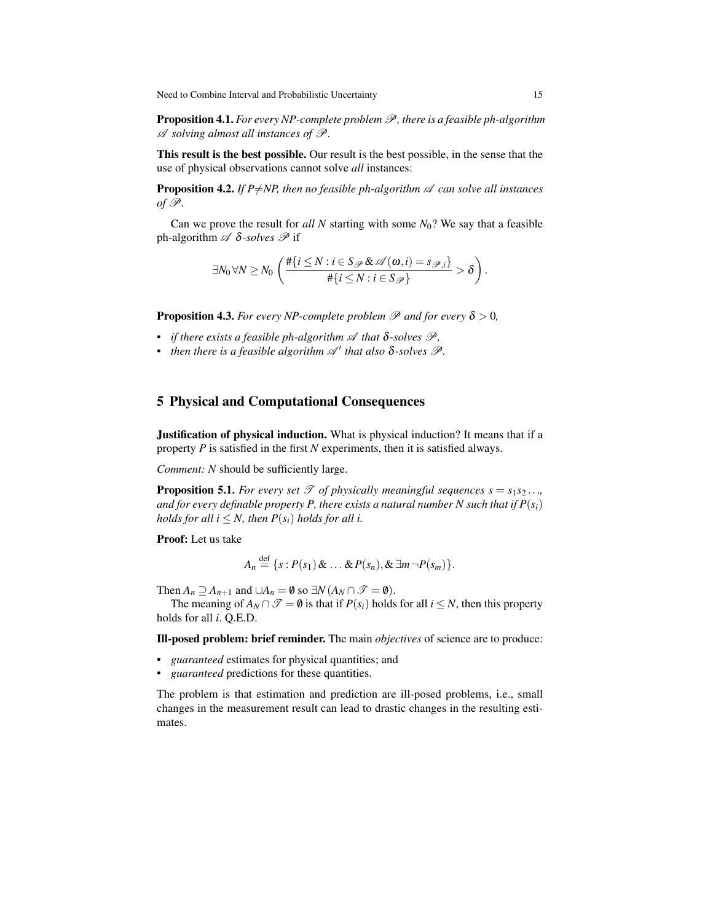**Proposition 4.1.** *For every NP-complete problem $\mathscr{P}$, there is a feasible ph-algorithm $\mathscr{A}$ solving almost all instances of $\mathscr{P}$.*

**This result is the best possible.** Our result is the best possible, in the sense that the use of physical observations cannot solve *all* instances:

**Proposition 4.2.** *If P≠NP, then no feasible ph-algorithm $\mathscr{A}$ can solve all instances of $\mathscr{P}$.*

Can we prove the result for *all* $N$ starting with some $N_0$? We say that a feasible ph-algorithm $\mathscr{A}$ $\delta$*-solves* $\mathscr{P}$ if

$$\exists N_0 \, \forall N \geq N_0 \left( \frac{\#\{i \leq N : i \in S_{\mathscr{P}} \,\&\, \mathscr{A}(\omega, i) = s_{\mathscr{P},i}\}}{\#\{i \leq N : i \in S_{\mathscr{P}}\}} > \delta \right).$$

**Proposition 4.3.** *For every NP-complete problem $\mathscr{P}$ and for every $\delta > 0$,*

- *if there exists a feasible ph-algorithm $\mathscr{A}$ that $\delta$-solves $\mathscr{P}$,*
- *then there is a feasible algorithm $\mathscr{A}'$ that also $\delta$-solves $\mathscr{P}$.*

## 5 Physical and Computational Consequences

**Justification of physical induction.** What is physical induction? It means that if a property $P$ is satisfied in the first $N$ experiments, then it is satisfied always.

*Comment:* $N$ should be sufficiently large.

**Proposition 5.1.** *For every set $\mathscr{T}$ of physically meaningful sequences $s = s_1 s_2 \ldots$, and for every definable property P, there exists a natural number N such that if $P(s_i)$ holds for all $i \leq N$, then $P(s_i)$ holds for all i.*

**Proof:** Let us take

$$A_n \stackrel{\text{def}}{=} \{s : P(s_1) \,\&\, \ldots \,\&\, P(s_n), \& \, \exists m \, \neg P(s_m)\}.$$

Then $A_n \supseteq A_{n+1}$ and $\cup A_n = \emptyset$ so $\exists N \, (A_N \cap \mathscr{T} = \emptyset)$.

The meaning of $A_N \cap \mathscr{T} = \emptyset$ is that if $P(s_i)$ holds for all $i \leq N$, then this property holds for all $i$. Q.E.D.

**Ill-posed problem: brief reminder.** The main *objectives* of science are to produce:

- *guaranteed* estimates for physical quantities; and
- *guaranteed* predictions for these quantities.

The problem is that estimation and prediction are ill-posed problems, i.e., small changes in the measurement result can lead to drastic changes in the resulting estimates.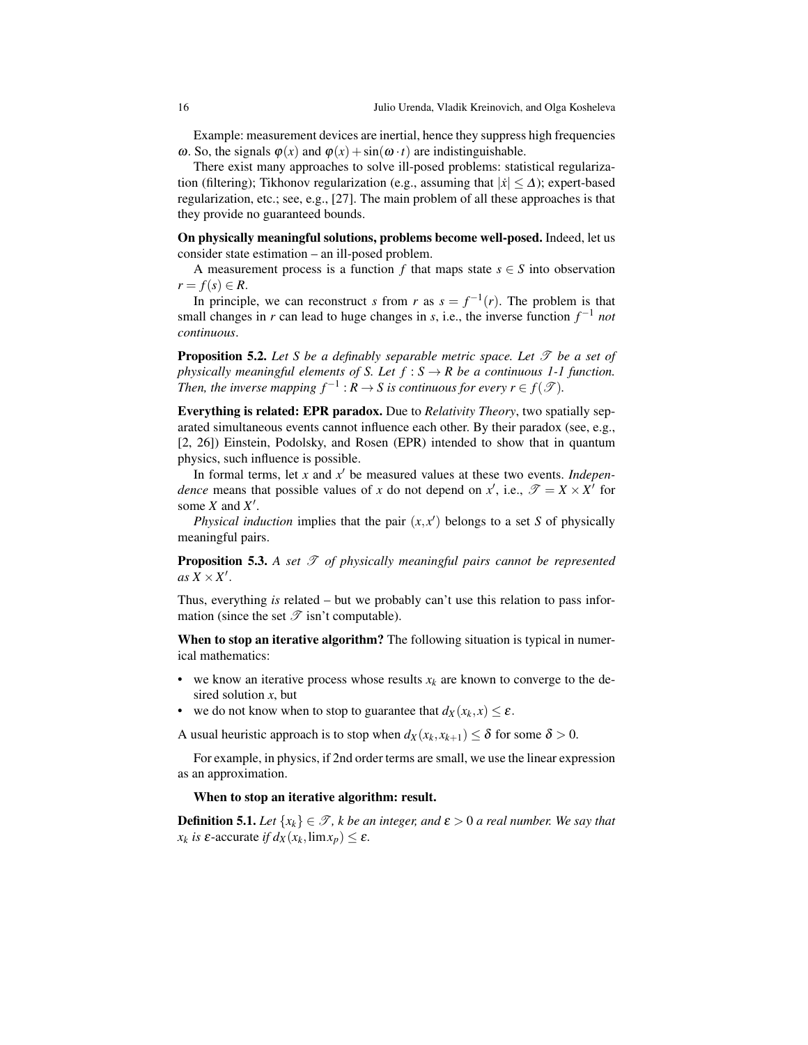Example: measurement devices are inertial, hence they suppress high frequencies $\omega$. So, the signals $\varphi(x)$ and $\varphi(x)+\sin(\omega \cdot t)$ are indistinguishable.

There exist many approaches to solve ill-posed problems: statistical regularization (filtering); Tikhonov regularization (e.g., assuming that $|\dot{x}| \le \Delta$); expert-based regularization, etc.; see, e.g., [27]. The main problem of all these approaches is that they provide no guaranteed bounds.

**On physically meaningful solutions, problems become well-posed.** Indeed, let us consider state estimation – an ill-posed problem.

A measurement process is a function $f$ that maps state $s \in S$ into observation $r = f(s) \in R$.

In principle, we can reconstruct $s$ from $r$ as $s = f^{-1}(r)$. The problem is that small changes in $r$ can lead to huge changes in $s$, i.e., the inverse function $f^{-1}$ *not continuous*.

**Proposition 5.2.** *Let $S$ be a definably separable metric space. Let $\mathscr{T}$ be a set of physically meaningful elements of $S$. Let $f : S \to R$ be a continuous 1-1 function. Then, the inverse mapping $f^{-1} : R \to S$ is continuous for every $r \in f(\mathscr{T})$.*

**Everything is related: EPR paradox.** Due to *Relativity Theory*, two spatially separated simultaneous events cannot influence each other. By their paradox (see, e.g., [2, 26]) Einstein, Podolsky, and Rosen (EPR) intended to show that in quantum physics, such influence is possible.

In formal terms, let $x$ and $x'$ be measured values at these two events. *Independence* means that possible values of $x$ do not depend on $x'$, i.e., $\mathscr{T} = X \times X'$ for some $X$ and $X'$.

*Physical induction* implies that the pair $(x, x')$ belongs to a set $S$ of physically meaningful pairs.

**Proposition 5.3.** *A set $\mathscr{T}$ of physically meaningful pairs cannot be represented as $X \times X'$.*

Thus, everything *is* related – but we probably can't use this relation to pass information (since the set $\mathscr{T}$ isn't computable).

**When to stop an iterative algorithm?** The following situation is typical in numerical mathematics:

- we know an iterative process whose results $x_k$ are known to converge to the desired solution $x$, but
- we do not know when to stop to guarantee that $d_X(x_k, x) \le \varepsilon$.

A usual heuristic approach is to stop when $d_X(x_k, x_{k+1}) \le \delta$ for some $\delta > 0$.

For example, in physics, if 2nd order terms are small, we use the linear expression as an approximation.

**When to stop an iterative algorithm: result.**

**Definition 5.1.** *Let $\{x_k\} \in \mathscr{T}$, $k$ be an integer, and $\varepsilon > 0$ a real number. We say that $x_k$ is $\varepsilon$-*accurate *if $d_X(x_k, \lim x_p) \le \varepsilon$.*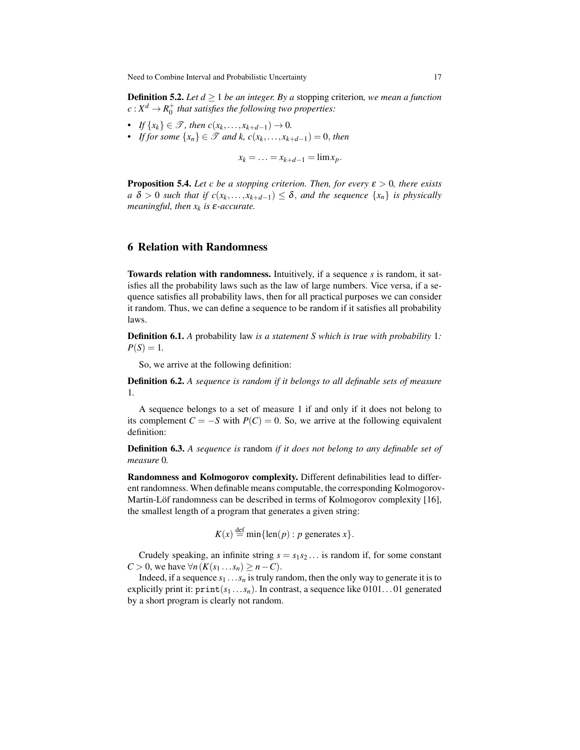**Definition 5.2.** *Let $d \geq 1$ be an integer. By a* stopping criterion*, we mean a function $c : X^d \to R_0^+$ that satisfies the following two properties:*

- *If $\{x_k\} \in \mathscr{T}$, then $c(x_k, \ldots, x_{k+d-1}) \to 0$.*
- *If for some $\{x_n\} \in \mathscr{T}$ and $k$, $c(x_k, \ldots, x_{k+d-1}) = 0$, then*

$$x_k = \ldots = x_{k+d-1} = \lim x_p.$$

**Proposition 5.4.** *Let $c$ be a stopping criterion. Then, for every $\varepsilon > 0$, there exists a $\delta > 0$ such that if $c(x_k, \ldots, x_{k+d-1}) \leq \delta$, and the sequence $\{x_n\}$ is physically meaningful, then $x_k$ is $\varepsilon$-accurate.*

## 6 Relation with Randomness

**Towards relation with randomness.** Intuitively, if a sequence $s$ is random, it satisfies all the probability laws such as the law of large numbers. Vice versa, if a sequence satisfies all probability laws, then for all practical purposes we can consider it random. Thus, we can define a sequence to be random if it satisfies all probability laws.

**Definition 6.1.** *A* probability law *is a statement $S$ which is true with probability 1: $P(S) = 1$.*

So, we arrive at the following definition:

**Definition 6.2.** *A sequence is random if it belongs to all definable sets of measure 1.*

A sequence belongs to a set of measure 1 if and only if it does not belong to its complement $C = -S$ with $P(C) = 0$. So, we arrive at the following equivalent definition:

**Definition 6.3.** *A sequence is* random *if it does not belong to any definable set of measure 0.*

**Randomness and Kolmogorov complexity.** Different definabilities lead to different randomness. When definable means computable, the corresponding Kolmogorov-Martin-Löf randomness can be described in terms of Kolmogorov complexity [16], the smallest length of a program that generates a given string:

$$K(x) \stackrel{\text{def}}{=} \min\{\text{len}(p) : p \text{ generates } x\}.$$

Crudely speaking, an infinite string $s = s_1 s_2 \ldots$ is random if, for some constant $C > 0$, we have $\forall n \, (K(s_1 \ldots s_n) \geq n - C)$.

Indeed, if a sequence $s_1 \ldots s_n$ is truly random, then the only way to generate it is to explicitly print it: $\texttt{print}(s_1 \ldots s_n)$. In contrast, a sequence like $0101 \ldots 01$ generated by a short program is clearly not random.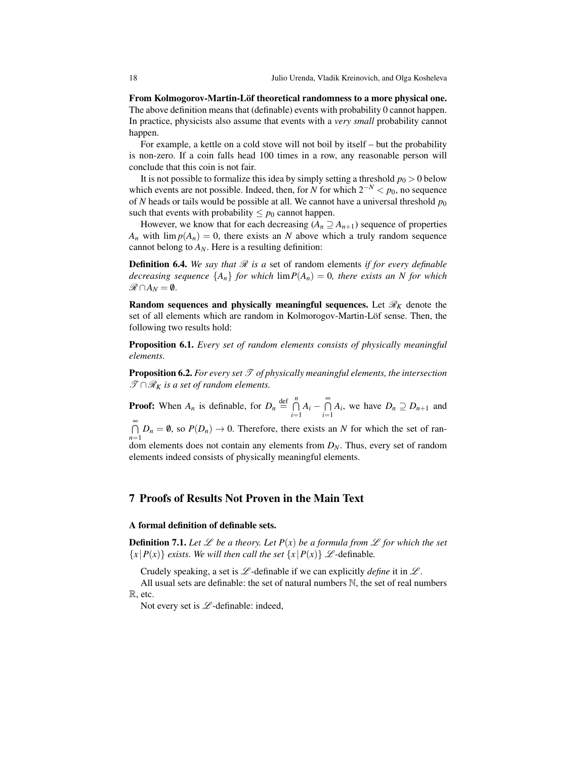**From Kolmogorov-Martin-Löf theoretical randomness to a more physical one.** The above definition means that (definable) events with probability 0 cannot happen. In practice, physicists also assume that events with a *very small* probability cannot happen.

For example, a kettle on a cold stove will not boil by itself – but the probability is non-zero. If a coin falls head 100 times in a row, any reasonable person will conclude that this coin is not fair.

It is not possible to formalize this idea by simply setting a threshold $p_0 > 0$ below which events are not possible. Indeed, then, for $N$ for which $2^{-N} < p_0$, no sequence of $N$ heads or tails would be possible at all. We cannot have a universal threshold $p_0$ such that events with probability $\le p_0$ cannot happen.

However, we know that for each decreasing ($A_n \supseteq A_{n+1}$) sequence of properties $A_n$ with $\lim p(A_n) = 0$, there exists an $N$ above which a truly random sequence cannot belong to $A_N$. Here is a resulting definition:

**Definition 6.4.** *We say that $\mathscr{R}$ is a* set of random elements *if for every definable decreasing sequence $\{A_n\}$ for which $\lim P(A_n) = 0$, there exists an $N$ for which $\mathscr{R} \cap A_N = \emptyset$.*

**Random sequences and physically meaningful sequences.** Let $\mathscr{R}_K$ denote the set of all elements which are random in Kolmorogov-Martin-Löf sense. Then, the following two results hold:

**Proposition 6.1.** *Every set of random elements consists of physically meaningful elements.*

**Proposition 6.2.** *For every set $\mathscr{T}$ of physically meaningful elements, the intersection $\mathscr{T} \cap \mathscr{R}_K$ is a set of random elements.*

**Proof:** When $A_n$ is definable, for $D_n \stackrel{\text{def}}{=} \bigcap\limits_{i=1}^{n} A_i - \bigcap\limits_{i=1}^{\infty} A_i$, we have $D_n \supseteq D_{n+1}$ and $\bigcap\limits_{n=1}^{\infty} D_n = \emptyset$, so $P(D_n) \to 0$. Therefore, there exists an $N$ for which the set of random elements does not contain any elements from $D_N$. Thus, every set of random elements indeed consists of physically meaningful elements.

## 7 Proofs of Results Not Proven in the Main Text

### A formal definition of definable sets.

**Definition 7.1.** *Let $\mathscr{L}$ be a theory. Let $P(x)$ be a formula from $\mathscr{L}$ for which the set $\{x \,|\, P(x)\}$ exists. We will then call the set $\{x \,|\, P(x)\}$ $\mathscr{L}$-*definable*.*

Crudely speaking, a set is $\mathscr{L}$-definable if we can explicitly *define* it in $\mathscr{L}$.

All usual sets are definable: the set of natural numbers $\mathbb{N}$, the set of real numbers $\mathbb{R}$, etc.

Not every set is $\mathscr{L}$-definable: indeed,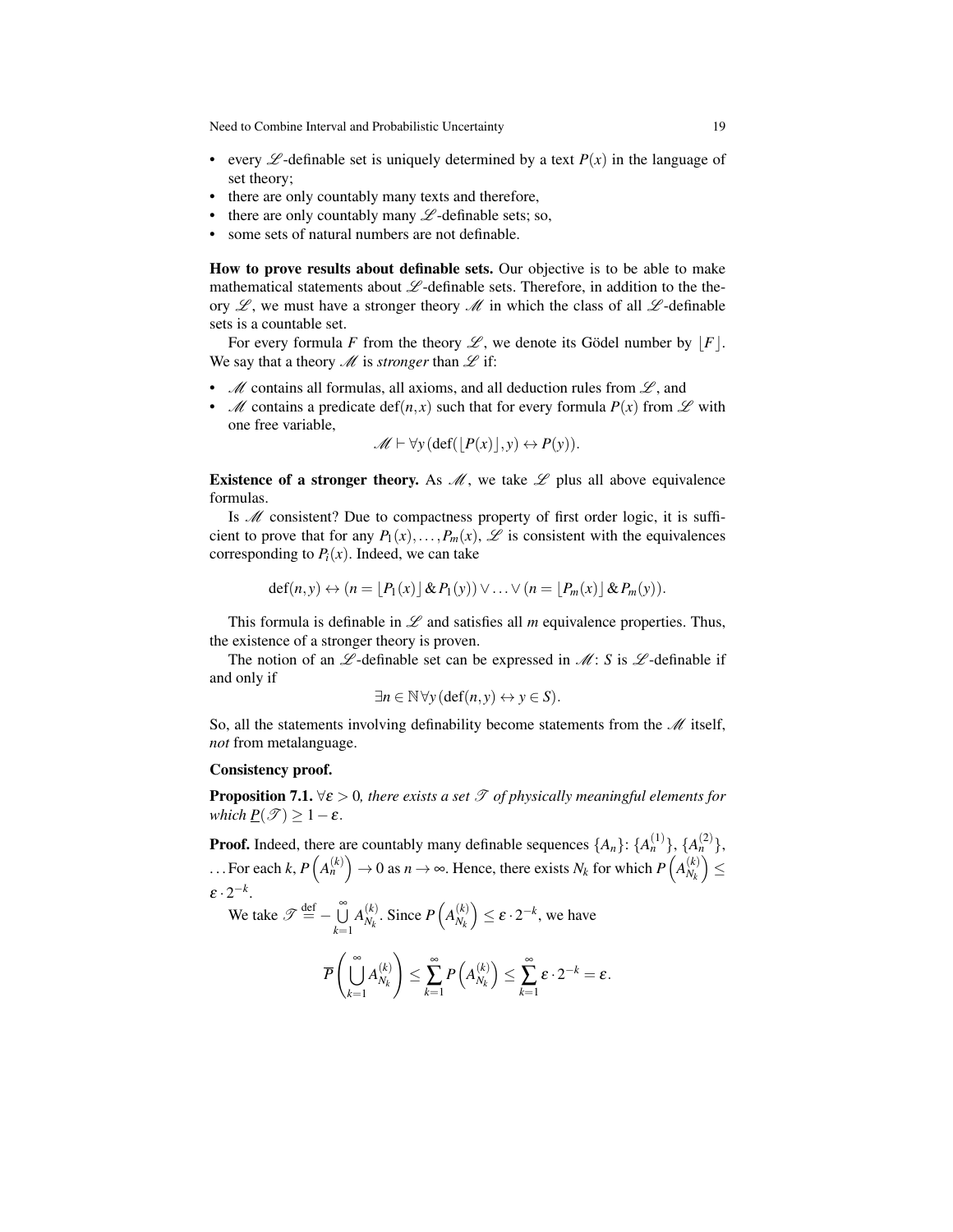- every $\mathscr{L}$-definable set is uniquely determined by a text $P(x)$ in the language of set theory;
- there are only countably many texts and therefore,
- there are only countably many $\mathscr{L}$-definable sets; so,
- some sets of natural numbers are not definable.

**How to prove results about definable sets.** Our objective is to be able to make mathematical statements about $\mathscr{L}$-definable sets. Therefore, in addition to the theory $\mathscr{L}$, we must have a stronger theory $\mathscr{M}$ in which the class of all $\mathscr{L}$-definable sets is a countable set.

For every formula $F$ from the theory $\mathscr{L}$, we denote its Gödel number by $\lfloor F \rfloor$. We say that a theory $\mathscr{M}$ is *stronger* than $\mathscr{L}$ if:

- $\mathscr{M}$ contains all formulas, all axioms, and all deduction rules from $\mathscr{L}$, and
- $\mathscr{M}$ contains a predicate $\mathrm{def}(n,x)$ such that for every formula $P(x)$ from $\mathscr{L}$ with one free variable,

$$\mathscr{M} \vdash \forall y\,(\mathrm{def}(\lfloor P(x) \rfloor, y) \leftrightarrow P(y)).$$

**Existence of a stronger theory.** As $\mathscr{M}$, we take $\mathscr{L}$ plus all above equivalence formulas.

Is $\mathscr{M}$ consistent? Due to compactness property of first order logic, it is sufficient to prove that for any $P_1(x), \ldots, P_m(x)$, $\mathscr{L}$ is consistent with the equivalences corresponding to $P_i(x)$. Indeed, we can take

$$\mathrm{def}(n,y) \leftrightarrow (n = \lfloor P_1(x) \rfloor \,\&\, P_1(y)) \vee \ldots \vee (n = \lfloor P_m(x) \rfloor \,\&\, P_m(y)).$$

This formula is definable in $\mathscr{L}$ and satisfies all $m$ equivalence properties. Thus, the existence of a stronger theory is proven.

The notion of an $\mathscr{L}$-definable set can be expressed in $\mathscr{M}$: $S$ is $\mathscr{L}$-definable if and only if

$$\exists n \in \mathbb{N}\, \forall y\,(\mathrm{def}(n,y) \leftrightarrow y \in S).$$

So, all the statements involving definability become statements from the $\mathscr{M}$ itself, *not* from metalanguage.

**Consistency proof.**

**Proposition 7.1.** *$\forall \varepsilon > 0$, there exists a set $\mathscr{T}$ of physically meaningful elements for which $\underline{P}(\mathscr{T}) \geq 1 - \varepsilon$.*

**Proof.** Indeed, there are countably many definable sequences $\{A_n\}$: $\{A_n^{(1)}\}$, $\{A_n^{(2)}\}$, ... For each $k$, $P\left(A_n^{(k)}\right) \to 0$ as $n \to \infty$. Hence, there exists $N_k$ for which $P\left(A_{N_k}^{(k)}\right) \leq \varepsilon \cdot 2^{-k}$.

We take $\mathscr{T} \stackrel{\text{def}}{=} -\bigcup\limits_{k=1}^{\infty} A_{N_k}^{(k)}$. Since $P\left(A_{N_k}^{(k)}\right) \leq \varepsilon \cdot 2^{-k}$, we have

$$\overline{P}\left(\bigcup_{k=1}^{\infty} A_{N_k}^{(k)}\right) \leq \sum_{k=1}^{\infty} P\left(A_{N_k}^{(k)}\right) \leq \sum_{k=1}^{\infty} \varepsilon \cdot 2^{-k} = \varepsilon.$$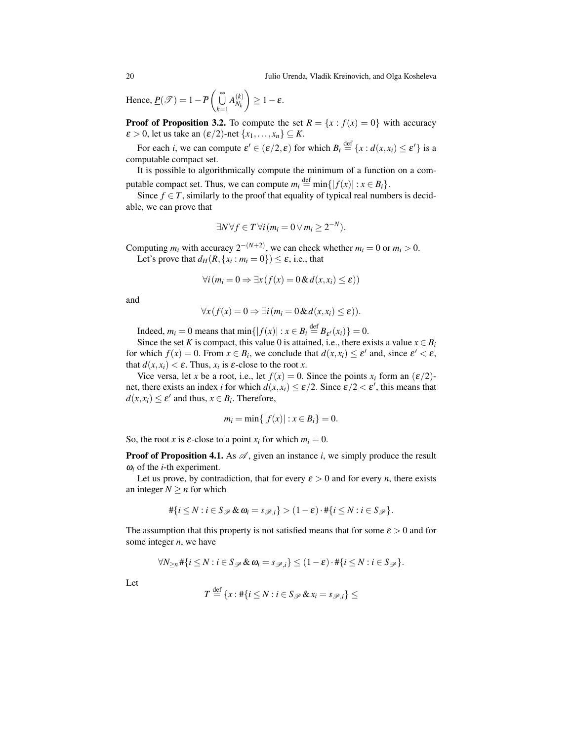Hence, $\underline{P}(\mathscr{T}) = 1 - \overline{P}\left(\bigcup\limits_{k=1}^{\infty} A_{N_k}^{(k)}\right) \geq 1 - \varepsilon$.

**Proof of Proposition 3.2.** To compute the set $R = \{x : f(x) = 0\}$ with accuracy $\varepsilon > 0$, let us take an $(\varepsilon/2)$-net $\{x_1, \ldots, x_n\} \subseteq K$.

For each $i$, we can compute $\varepsilon' \in (\varepsilon/2, \varepsilon)$ for which $B_i \stackrel{\text{def}}{=} \{x : d(x, x_i) \leq \varepsilon'\}$ is a computable compact set.

It is possible to algorithmically compute the minimum of a function on a computable compact set. Thus, we can compute $m_i \stackrel{\text{def}}{=} \min\{|f(x)| : x \in B_i\}$.

Since $f \in T$, similarly to the proof that equality of typical real numbers is decidable, we can prove that

$$\exists N \, \forall f \in T \, \forall i \, (m_i = 0 \vee m_i \geq 2^{-N}).$$

Computing $m_i$ with accuracy $2^{-(N+2)}$, we can check whether $m_i = 0$ or $m_i > 0$.

Let's prove that $d_H(R, \{x_i : m_i = 0\}) \leq \varepsilon$, i.e., that

$$\forall i \, (m_i = 0 \Rightarrow \exists x \, (f(x) = 0 \,\&\, d(x, x_i) \leq \varepsilon))$$

and

$$\forall x \, (f(x) = 0 \Rightarrow \exists i \, (m_i = 0 \,\&\, d(x, x_i) \leq \varepsilon)).$$

Indeed, $m_i = 0$ means that $\min\{|f(x)| : x \in B_i \stackrel{\text{def}}{=} B_{\varepsilon'}(x_i)\} = 0$.

Since the set $K$ is compact, this value 0 is attained, i.e., there exists a value $x \in B_i$ for which $f(x) = 0$. From $x \in B_i$, we conclude that $d(x, x_i) \leq \varepsilon'$ and, since $\varepsilon' < \varepsilon$, that $d(x, x_i) < \varepsilon$. Thus, $x_i$ is $\varepsilon$-close to the root $x$.

Vice versa, let $x$ be a root, i.e., let $f(x) = 0$. Since the points $x_i$ form an $(\varepsilon/2)$-net, there exists an index $i$ for which $d(x, x_i) \leq \varepsilon/2$. Since $\varepsilon/2 < \varepsilon'$, this means that $d(x, x_i) \leq \varepsilon'$ and thus, $x \in B_i$. Therefore,

$$m_i = \min\{|f(x)| : x \in B_i\} = 0.$$

So, the root $x$ is $\varepsilon$-close to a point $x_i$ for which $m_i = 0$.

**Proof of Proposition 4.1.** As $\mathscr{A}$, given an instance $i$, we simply produce the result $\omega_i$ of the $i$-th experiment.

Let us prove, by contradiction, that for every $\varepsilon > 0$ and for every $n$, there exists an integer $N \geq n$ for which

$$\#\{i \leq N : i \in S_{\mathscr{P}} \,\&\, \omega_i = s_{\mathscr{P},i}\} > (1 - \varepsilon) \cdot \#\{i \leq N : i \in S_{\mathscr{P}}\}.$$

The assumption that this property is not satisfied means that for some $\varepsilon > 0$ and for some integer $n$, we have

$$\forall N_{\geq n} \, \#\{i \leq N : i \in S_{\mathscr{P}} \,\&\, \omega_i = s_{\mathscr{P},i}\} \leq (1 - \varepsilon) \cdot \#\{i \leq N : i \in S_{\mathscr{P}}\}.$$

Let

$$T \stackrel{\text{def}}{=} \{x : \#\{i \leq N : i \in S_{\mathscr{P}} \,\&\, x_i = s_{\mathscr{P},i}\} \leq$$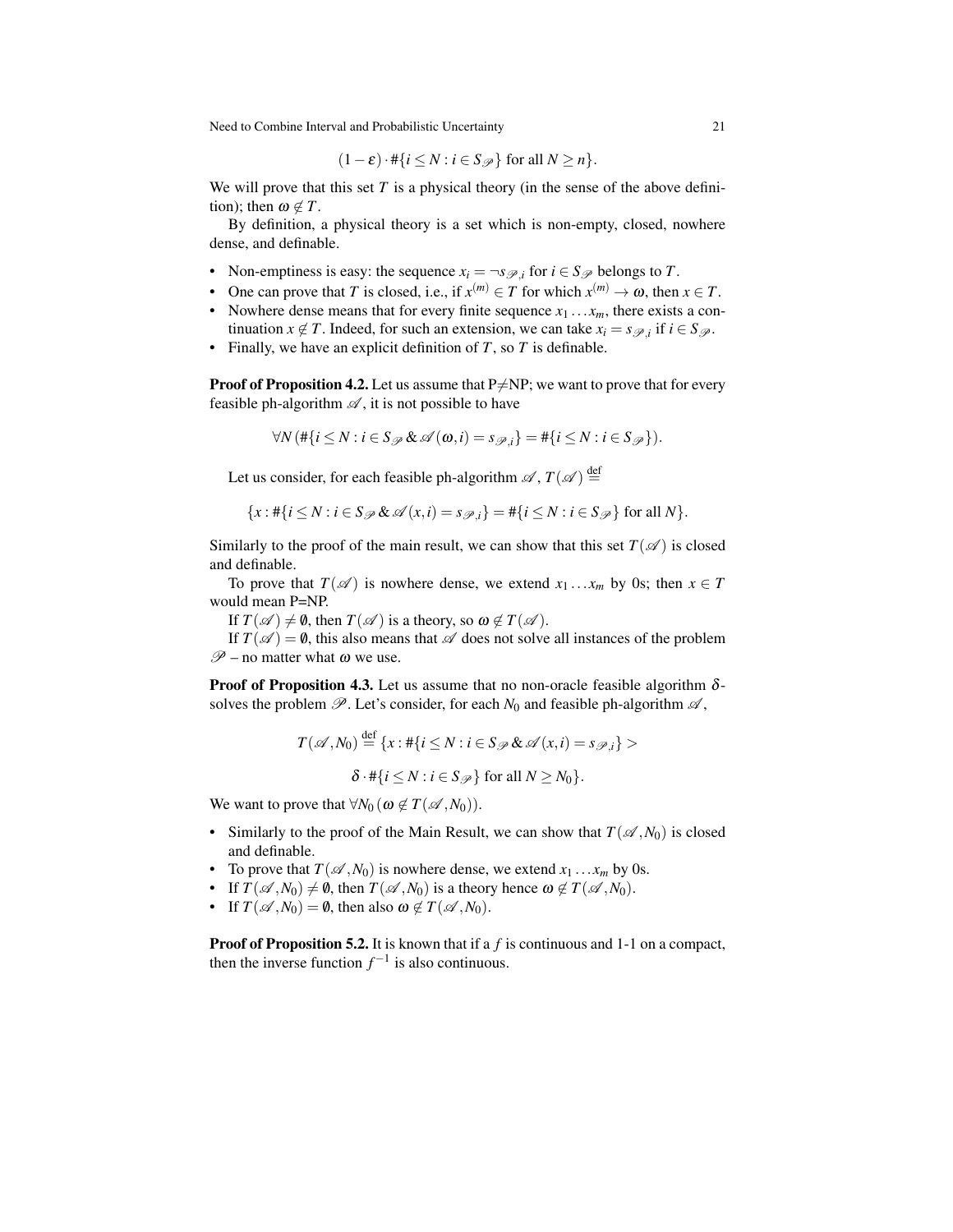$$(1-\varepsilon)\cdot \#\{i \le N : i \in S_{\mathscr{P}}\} \text{ for all } N \ge n\}.$$

We will prove that this set $T$ is a physical theory (in the sense of the above definition); then $\omega \notin T$.

By definition, a physical theory is a set which is non-empty, closed, nowhere dense, and definable.

- Non-emptiness is easy: the sequence $x_i = \neg s_{\mathscr{P},i}$ for $i \in S_{\mathscr{P}}$ belongs to $T$.
- One can prove that $T$ is closed, i.e., if $x^{(m)} \in T$ for which $x^{(m)} \to \omega$, then $x \in T$.
- Nowhere dense means that for every finite sequence $x_1 \ldots x_m$, there exists a continuation $x \notin T$. Indeed, for such an extension, we can take $x_i = s_{\mathscr{P},i}$ if $i \in S_{\mathscr{P}}$.
- Finally, we have an explicit definition of $T$, so $T$ is definable.

**Proof of Proposition 4.2.** Let us assume that P$\neq$NP; we want to prove that for every feasible ph-algorithm $\mathscr{A}$, it is not possible to have

$$\forall N\,(\#\{i \le N : i \in S_{\mathscr{P}} \,\&\, \mathscr{A}(\omega, i) = s_{\mathscr{P},i}\} = \#\{i \le N : i \in S_{\mathscr{P}}\}).$$

Let us consider, for each feasible ph-algorithm $\mathscr{A}$, $T(\mathscr{A}) \stackrel{\text{def}}{=}$

$$\{x : \#\{i \le N : i \in S_{\mathscr{P}} \,\&\, \mathscr{A}(x, i) = s_{\mathscr{P},i}\} = \#\{i \le N : i \in S_{\mathscr{P}}\} \text{ for all } N\}.$$

Similarly to the proof of the main result, we can show that this set $T(\mathscr{A})$ is closed and definable.

To prove that $T(\mathscr{A})$ is nowhere dense, we extend $x_1 \ldots x_m$ by 0s; then $x \in T$ would mean P=NP.

If $T(\mathscr{A}) \neq \emptyset$, then $T(\mathscr{A})$ is a theory, so $\omega \notin T(\mathscr{A})$.

If $T(\mathscr{A}) = \emptyset$, this also means that $\mathscr{A}$ does not solve all instances of the problem $\mathscr{P}$ – no matter what $\omega$ we use.

**Proof of Proposition 4.3.** Let us assume that no non-oracle feasible algorithm $\delta$-solves the problem $\mathscr{P}$. Let's consider, for each $N_0$ and feasible ph-algorithm $\mathscr{A}$,

$$T(\mathscr{A}, N_0) \stackrel{\text{def}}{=} \{x : \#\{i \le N : i \in S_{\mathscr{P}} \,\&\, \mathscr{A}(x, i) = s_{\mathscr{P},i}\} >$$

$$\delta \cdot \#\{i \le N : i \in S_{\mathscr{P}}\} \text{ for all } N \ge N_0\}.$$

We want to prove that $\forall N_0\,(\omega \notin T(\mathscr{A}, N_0))$.

- Similarly to the proof of the Main Result, we can show that $T(\mathscr{A}, N_0)$ is closed and definable.
- To prove that $T(\mathscr{A}, N_0)$ is nowhere dense, we extend $x_1 \ldots x_m$ by 0s.
- If $T(\mathscr{A}, N_0) \neq \emptyset$, then $T(\mathscr{A}, N_0)$ is a theory hence $\omega \notin T(\mathscr{A}, N_0)$.
- If $T(\mathscr{A}, N_0) = \emptyset$, then also $\omega \notin T(\mathscr{A}, N_0)$.

**Proof of Proposition 5.2.** It is known that if a $f$ is continuous and 1-1 on a compact, then the inverse function $f^{-1}$ is also continuous.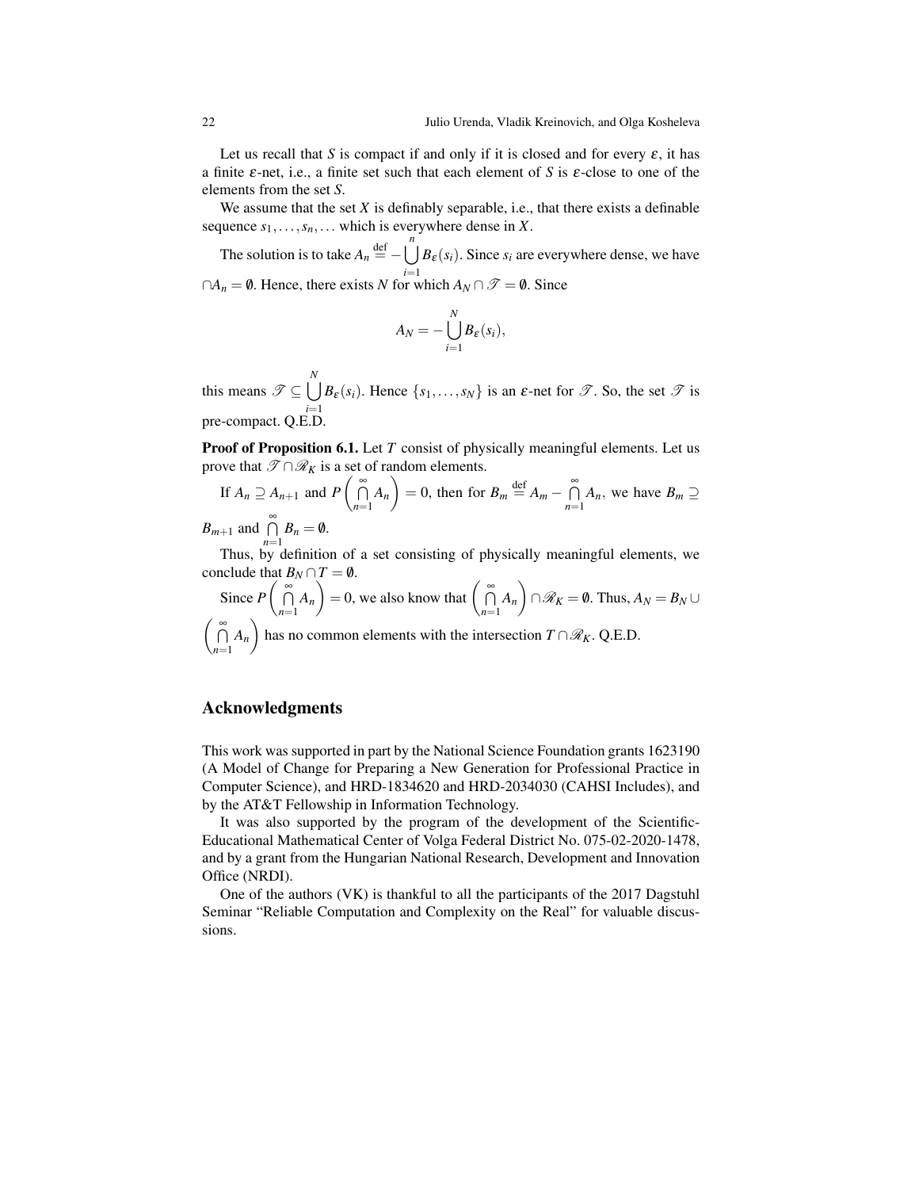Let us recall that $S$ is compact if and only if it is closed and for every $\varepsilon$, it has a finite $\varepsilon$-net, i.e., a finite set such that each element of $S$ is $\varepsilon$-close to one of the elements from the set $S$.

We assume that the set $X$ is definably separable, i.e., that there exists a definable sequence $s_1, \ldots, s_n, \ldots$ which is everywhere dense in $X$.

The solution is to take $A_n \stackrel{\text{def}}{=} -\bigcup\limits_{i=1}^{n} B_\varepsilon(s_i)$. Since $s_i$ are everywhere dense, we have $\cap A_n = \emptyset$. Hence, there exists $N$ for which $A_N \cap \mathscr{T} = \emptyset$. Since

$$A_N = -\bigcup_{i=1}^{N} B_\varepsilon(s_i),$$

this means $\mathscr{T} \subseteq \bigcup\limits_{i=1}^{N} B_\varepsilon(s_i)$. Hence $\{s_1, \ldots, s_N\}$ is an $\varepsilon$-net for $\mathscr{T}$. So, the set $\mathscr{T}$ is pre-compact. Q.E.D.

**Proof of Proposition 6.1.** Let $T$ consist of physically meaningful elements. Let us prove that $\mathscr{T} \cap \mathscr{R}_K$ is a set of random elements.

If $A_n \supseteq A_{n+1}$ and $P\left(\bigcap\limits_{n=1}^{\infty} A_n\right) = 0$, then for $B_m \stackrel{\text{def}}{=} A_m - \bigcap\limits_{n=1}^{\infty} A_n$, we have $B_m \supseteq B_{m+1}$ and $\bigcap\limits_{n=1}^{\infty} B_n = \emptyset$.

Thus, by definition of a set consisting of physically meaningful elements, we conclude that $B_N \cap T = \emptyset$.

Since $P\left(\bigcap\limits_{n=1}^{\infty} A_n\right) = 0$, we also know that $\left(\bigcap\limits_{n=1}^{\infty} A_n\right) \cap \mathscr{R}_K = \emptyset$. Thus, $A_N = B_N \cup \left(\bigcap\limits_{n=1}^{\infty} A_n\right)$ has no common elements with the intersection $T \cap \mathscr{R}_K$. Q.E.D.

## Acknowledgments

This work was supported in part by the National Science Foundation grants 1623190 (A Model of Change for Preparing a New Generation for Professional Practice in Computer Science), and HRD-1834620 and HRD-2034030 (CAHSI Includes), and by the AT&T Fellowship in Information Technology.

It was also supported by the program of the development of the Scientific-Educational Mathematical Center of Volga Federal District No. 075-02-2020-1478, and by a grant from the Hungarian National Research, Development and Innovation Office (NRDI).

One of the authors (VK) is thankful to all the participants of the 2017 Dagstuhl Seminar "Reliable Computation and Complexity on the Real" for valuable discussions.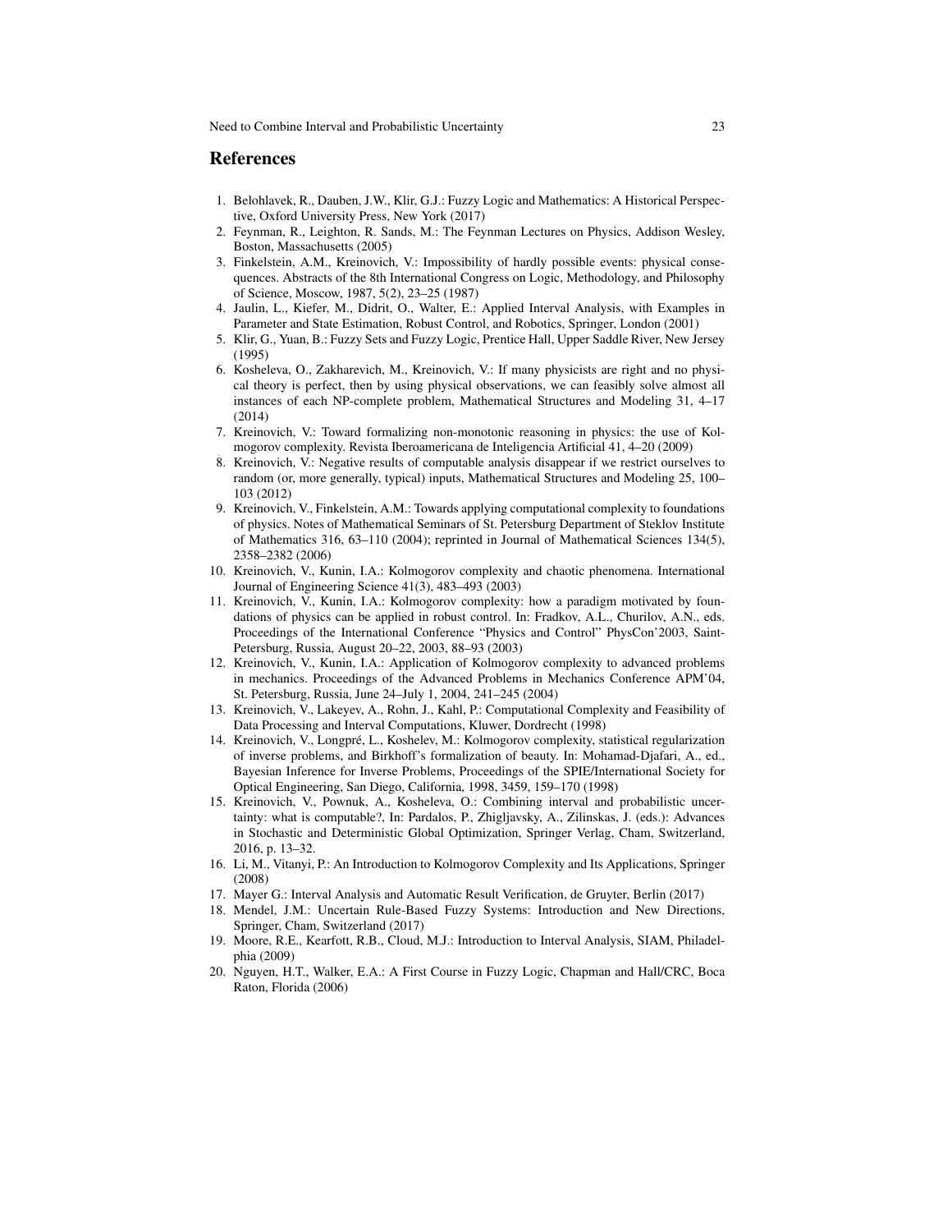## References

1. Belohlavek, R., Dauben, J.W., Klir, G.J.: Fuzzy Logic and Mathematics: A Historical Perspective, Oxford University Press, New York (2017)
2. Feynman, R., Leighton, R. Sands, M.: The Feynman Lectures on Physics, Addison Wesley, Boston, Massachusetts (2005)
3. Finkelstein, A.M., Kreinovich, V.: Impossibility of hardly possible events: physical consequences. Abstracts of the 8th International Congress on Logic, Methodology, and Philosophy of Science, Moscow, 1987, 5(2), 23–25 (1987)
4. Jaulin, L., Kiefer, M., Didrit, O., Walter, E.: Applied Interval Analysis, with Examples in Parameter and State Estimation, Robust Control, and Robotics, Springer, London (2001)
5. Klir, G., Yuan, B.: Fuzzy Sets and Fuzzy Logic, Prentice Hall, Upper Saddle River, New Jersey (1995)
6. Kosheleva, O., Zakharevich, M., Kreinovich, V.: If many physicists are right and no physical theory is perfect, then by using physical observations, we can feasibly solve almost all instances of each NP-complete problem, Mathematical Structures and Modeling 31, 4–17 (2014)
7. Kreinovich, V.: Toward formalizing non-monotonic reasoning in physics: the use of Kolmogorov complexity. Revista Iberoamericana de Inteligencia Artificial 41, 4–20 (2009)
8. Kreinovich, V.: Negative results of computable analysis disappear if we restrict ourselves to random (or, more generally, typical) inputs, Mathematical Structures and Modeling 25, 100–103 (2012)
9. Kreinovich, V., Finkelstein, A.M.: Towards applying computational complexity to foundations of physics. Notes of Mathematical Seminars of St. Petersburg Department of Steklov Institute of Mathematics 316, 63–110 (2004); reprinted in Journal of Mathematical Sciences 134(5), 2358–2382 (2006)
10. Kreinovich, V., Kunin, I.A.: Kolmogorov complexity and chaotic phenomena. International Journal of Engineering Science 41(3), 483–493 (2003)
11. Kreinovich, V., Kunin, I.A.: Kolmogorov complexity: how a paradigm motivated by foundations of physics can be applied in robust control. In: Fradkov, A.L., Churilov, A.N., eds. Proceedings of the International Conference "Physics and Control" PhysCon'2003, Saint-Petersburg, Russia, August 20–22, 2003, 88–93 (2003)
12. Kreinovich, V., Kunin, I.A.: Application of Kolmogorov complexity to advanced problems in mechanics. Proceedings of the Advanced Problems in Mechanics Conference APM'04, St. Petersburg, Russia, June 24–July 1, 2004, 241–245 (2004)
13. Kreinovich, V., Lakeyev, A., Rohn, J., Kahl, P.: Computational Complexity and Feasibility of Data Processing and Interval Computations, Kluwer, Dordrecht (1998)
14. Kreinovich, V., Longpré, L., Koshelev, M.: Kolmogorov complexity, statistical regularization of inverse problems, and Birkhoff's formalization of beauty. In: Mohamad-Djafari, A., ed., Bayesian Inference for Inverse Problems, Proceedings of the SPIE/International Society for Optical Engineering, San Diego, California, 1998, 3459, 159–170 (1998)
15. Kreinovich, V., Pownuk, A., Kosheleva, O.: Combining interval and probabilistic uncertainty: what is computable?, In: Pardalos, P., Zhigljavsky, A., Zilinskas, J. (eds.): Advances in Stochastic and Deterministic Global Optimization, Springer Verlag, Cham, Switzerland, 2016, p. 13–32.
16. Li, M., Vitanyi, P.: An Introduction to Kolmogorov Complexity and Its Applications, Springer (2008)
17. Mayer G.: Interval Analysis and Automatic Result Verification, de Gruyter, Berlin (2017)
18. Mendel, J.M.: Uncertain Rule-Based Fuzzy Systems: Introduction and New Directions, Springer, Cham, Switzerland (2017)
19. Moore, R.E., Kearfott, R.B., Cloud, M.J.: Introduction to Interval Analysis, SIAM, Philadelphia (2009)
20. Nguyen, H.T., Walker, E.A.: A First Course in Fuzzy Logic, Chapman and Hall/CRC, Boca Raton, Florida (2006)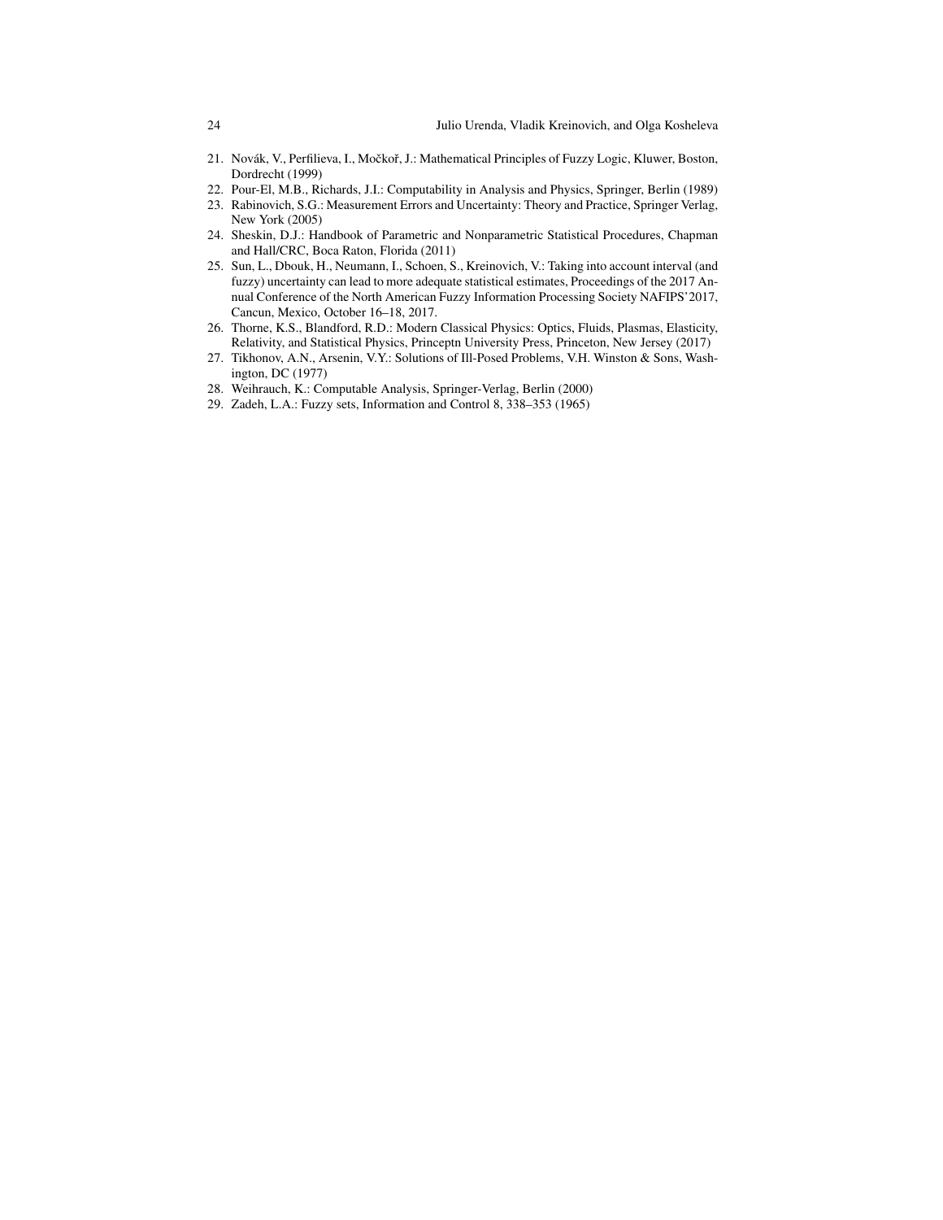21. Novák, V., Perfilieva, I., Močkoř, J.: Mathematical Principles of Fuzzy Logic, Kluwer, Boston, Dordrecht (1999)
22. Pour-El, M.B., Richards, J.I.: Computability in Analysis and Physics, Springer, Berlin (1989)
23. Rabinovich, S.G.: Measurement Errors and Uncertainty: Theory and Practice, Springer Verlag, New York (2005)
24. Sheskin, D.J.: Handbook of Parametric and Nonparametric Statistical Procedures, Chapman and Hall/CRC, Boca Raton, Florida (2011)
25. Sun, L., Dbouk, H., Neumann, I., Schoen, S., Kreinovich, V.: Taking into account interval (and fuzzy) uncertainty can lead to more adequate statistical estimates, Proceedings of the 2017 Annual Conference of the North American Fuzzy Information Processing Society NAFIPS'2017, Cancun, Mexico, October 16–18, 2017.
26. Thorne, K.S., Blandford, R.D.: Modern Classical Physics: Optics, Fluids, Plasmas, Elasticity, Relativity, and Statistical Physics, Princeptn University Press, Princeton, New Jersey (2017)
27. Tikhonov, A.N., Arsenin, V.Y.: Solutions of Ill-Posed Problems, V.H. Winston & Sons, Washington, DC (1977)
28. Weihrauch, K.: Computable Analysis, Springer-Verlag, Berlin (2000)
29. Zadeh, L.A.: Fuzzy sets, Information and Control 8, 338–353 (1965)